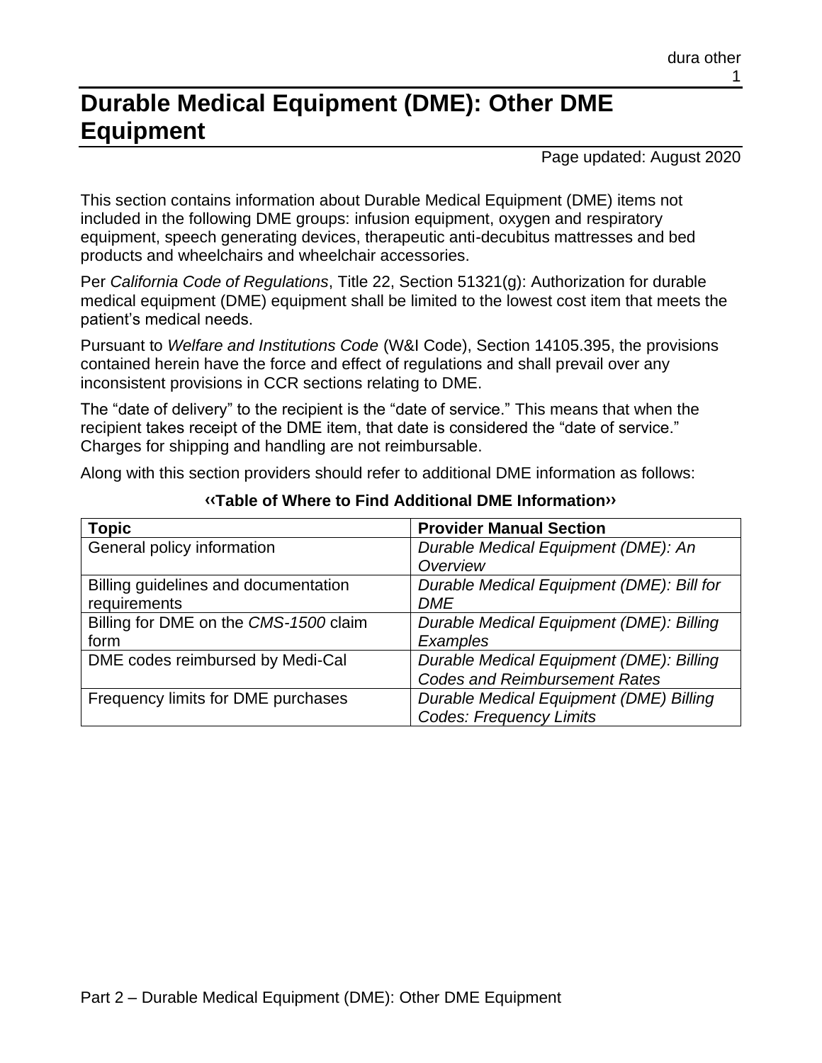# Durable Medical Equipment (DME): Other DME Equipment

Page updated: August 2020

This section contains information about Durable Medical Equipment (DME) items not included in the following DME groups: infusion equipment, oxygen and respiratory equipment, speech generating devices, therapeutic anti-decubitus mattresses and bed products and wheelchairs and wheelchair accessories.

Per *California Code of Regulations*, Title 22, Section 51321(g): Authorization for durable medical equipment (DME) equipment shall be limited to the lowest cost item that meets the patient's medical needs.

Pursuant to *Welfare and Institutions Code* (W&I Code), Section 14105.395, the provisions contained herein have the force and effect of regulations and shall prevail over any inconsistent provisions in CCR sections relating to DME.

The "date of delivery" to the recipient is the "date of service." This means that when the recipient takes receipt of the DME item, that date is considered the "date of service." Charges for shipping and handling are not reimbursable.

Along with this section providers should refer to additional DME information as follows:

**‹‹Table of Where to Find Additional DME Information››**

| Topic | Provider Manual Section |
|---|---|
| General policy information | *Durable Medical Equipment (DME): An Overview* |
| Billing guidelines and documentation requirements | *Durable Medical Equipment (DME): Bill for DME* |
| Billing for DME on the *CMS-1500* claim form | *Durable Medical Equipment (DME): Billing Examples* |
| DME codes reimbursed by Medi-Cal | *Durable Medical Equipment (DME): Billing Codes and Reimbursement Rates* |
| Frequency limits for DME purchases | *Durable Medical Equipment (DME) Billing Codes: Frequency Limits* |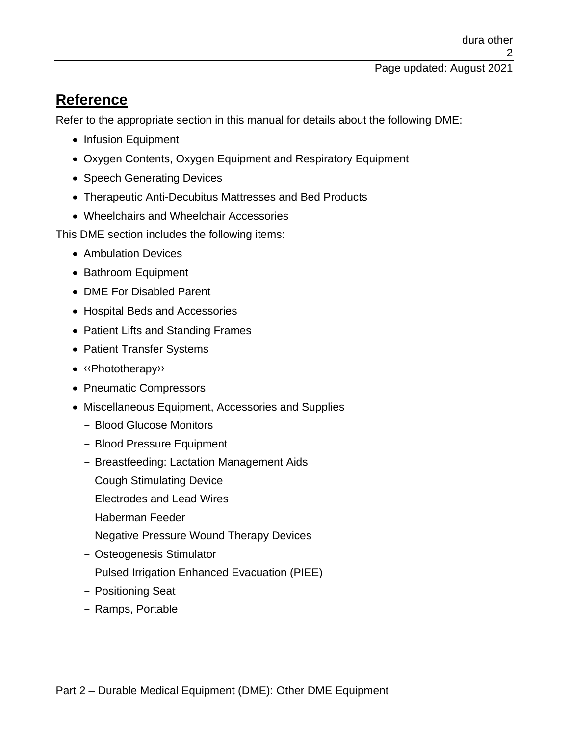## Reference

Refer to the appropriate section in this manual for details about the following DME:

- Infusion Equipment
- Oxygen Contents, Oxygen Equipment and Respiratory Equipment
- Speech Generating Devices
- Therapeutic Anti-Decubitus Mattresses and Bed Products
- Wheelchairs and Wheelchair Accessories

This DME section includes the following items:

- Ambulation Devices
- Bathroom Equipment
- DME For Disabled Parent
- Hospital Beds and Accessories
- Patient Lifts and Standing Frames
- Patient Transfer Systems
- ‹‹Phototherapy››
- Pneumatic Compressors
- Miscellaneous Equipment, Accessories and Supplies
  - Blood Glucose Monitors
  - Blood Pressure Equipment
  - Breastfeeding: Lactation Management Aids
  - Cough Stimulating Device
  - Electrodes and Lead Wires
  - Haberman Feeder
  - Negative Pressure Wound Therapy Devices
  - Osteogenesis Stimulator
  - Pulsed Irrigation Enhanced Evacuation (PIEE)
  - Positioning Seat
  - Ramps, Portable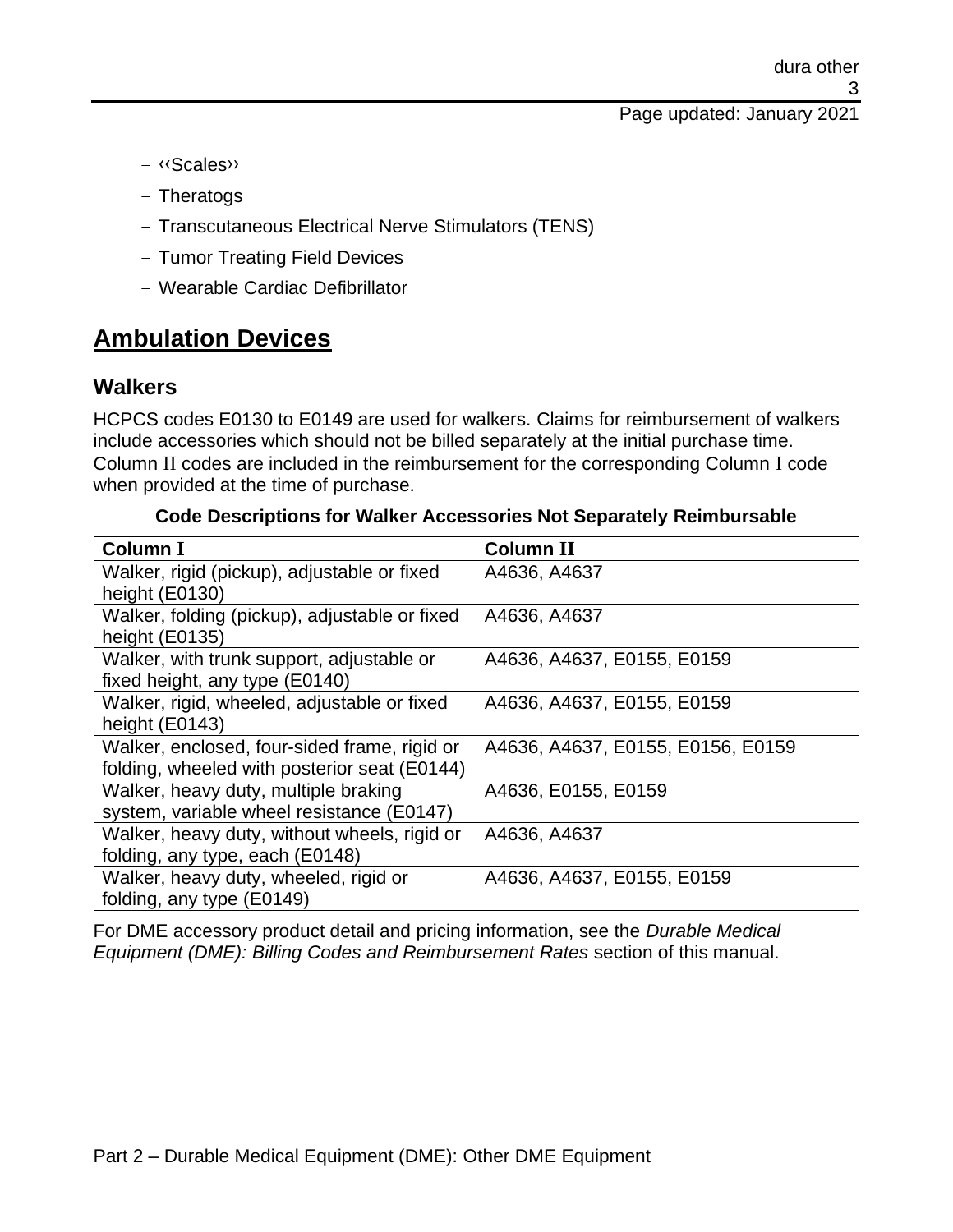- ‹‹Scales››
- Theratogs
- Transcutaneous Electrical Nerve Stimulators (TENS)
- Tumor Treating Field Devices
- Wearable Cardiac Defibrillator

## Ambulation Devices

### Walkers

HCPCS codes E0130 to E0149 are used for walkers. Claims for reimbursement of walkers include accessories which should not be billed separately at the initial purchase time. Column II codes are included in the reimbursement for the corresponding Column I code when provided at the time of purchase.

**Code Descriptions for Walker Accessories Not Separately Reimbursable**

| Column I | Column II |
|---|---|
| Walker, rigid (pickup), adjustable or fixed height (E0130) | A4636, A4637 |
| Walker, folding (pickup), adjustable or fixed height (E0135) | A4636, A4637 |
| Walker, with trunk support, adjustable or fixed height, any type (E0140) | A4636, A4637, E0155, E0159 |
| Walker, rigid, wheeled, adjustable or fixed height (E0143) | A4636, A4637, E0155, E0159 |
| Walker, enclosed, four-sided frame, rigid or folding, wheeled with posterior seat (E0144) | A4636, A4637, E0155, E0156, E0159 |
| Walker, heavy duty, multiple braking system, variable wheel resistance (E0147) | A4636, E0155, E0159 |
| Walker, heavy duty, without wheels, rigid or folding, any type, each (E0148) | A4636, A4637 |
| Walker, heavy duty, wheeled, rigid or folding, any type (E0149) | A4636, A4637, E0155, E0159 |

For DME accessory product detail and pricing information, see the *Durable Medical Equipment (DME): Billing Codes and Reimbursement Rates* section of this manual.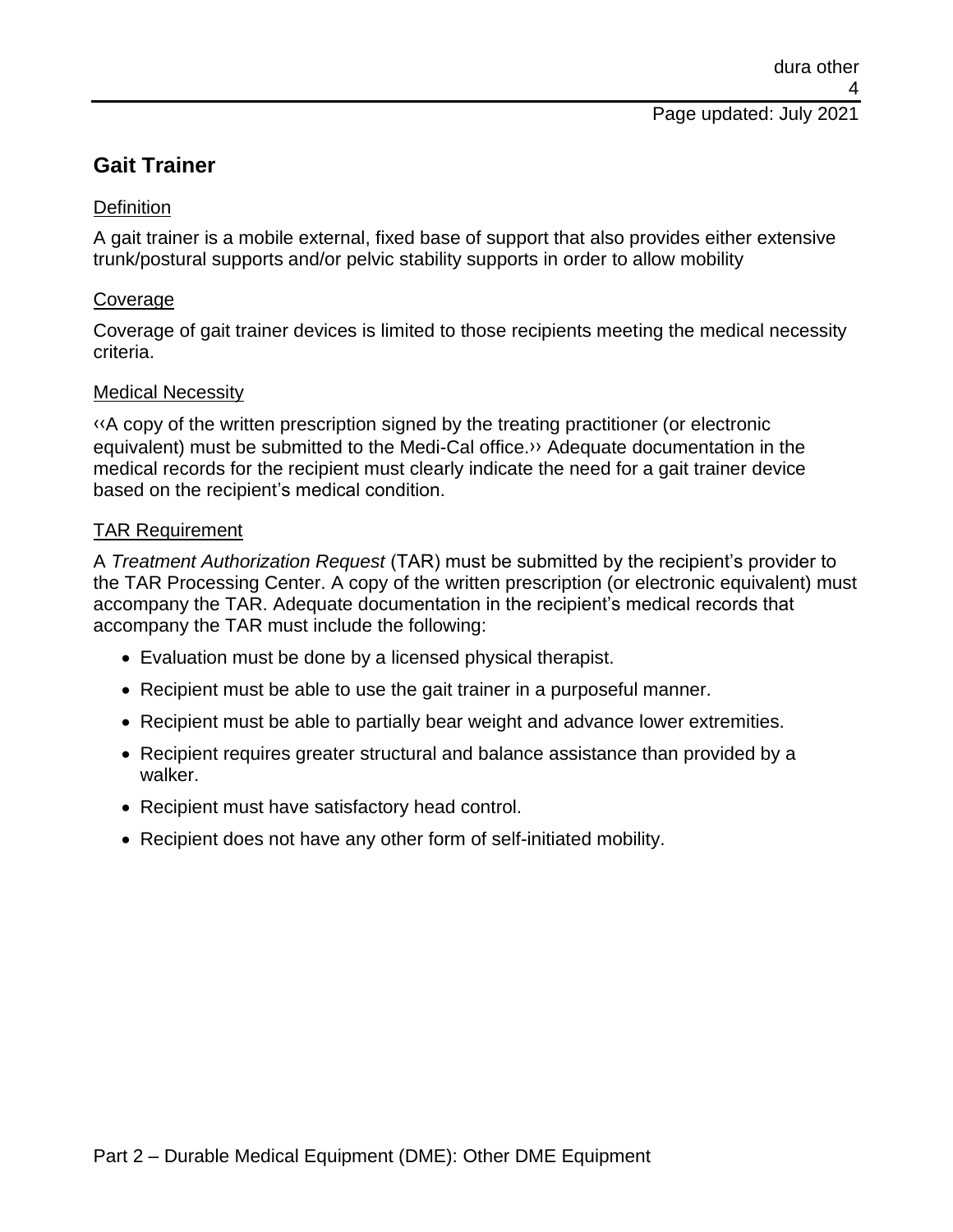## Gait Trainer

Definition

A gait trainer is a mobile external, fixed base of support that also provides either extensive trunk/postural supports and/or pelvic stability supports in order to allow mobility

Coverage

Coverage of gait trainer devices is limited to those recipients meeting the medical necessity criteria.

Medical Necessity

‹‹A copy of the written prescription signed by the treating practitioner (or electronic equivalent) must be submitted to the Medi-Cal office.›› Adequate documentation in the medical records for the recipient must clearly indicate the need for a gait trainer device based on the recipient's medical condition.

TAR Requirement

A *Treatment Authorization Request* (TAR) must be submitted by the recipient's provider to the TAR Processing Center. A copy of the written prescription (or electronic equivalent) must accompany the TAR. Adequate documentation in the recipient's medical records that accompany the TAR must include the following:

- Evaluation must be done by a licensed physical therapist.
- Recipient must be able to use the gait trainer in a purposeful manner.
- Recipient must be able to partially bear weight and advance lower extremities.
- Recipient requires greater structural and balance assistance than provided by a walker.
- Recipient must have satisfactory head control.
- Recipient does not have any other form of self-initiated mobility.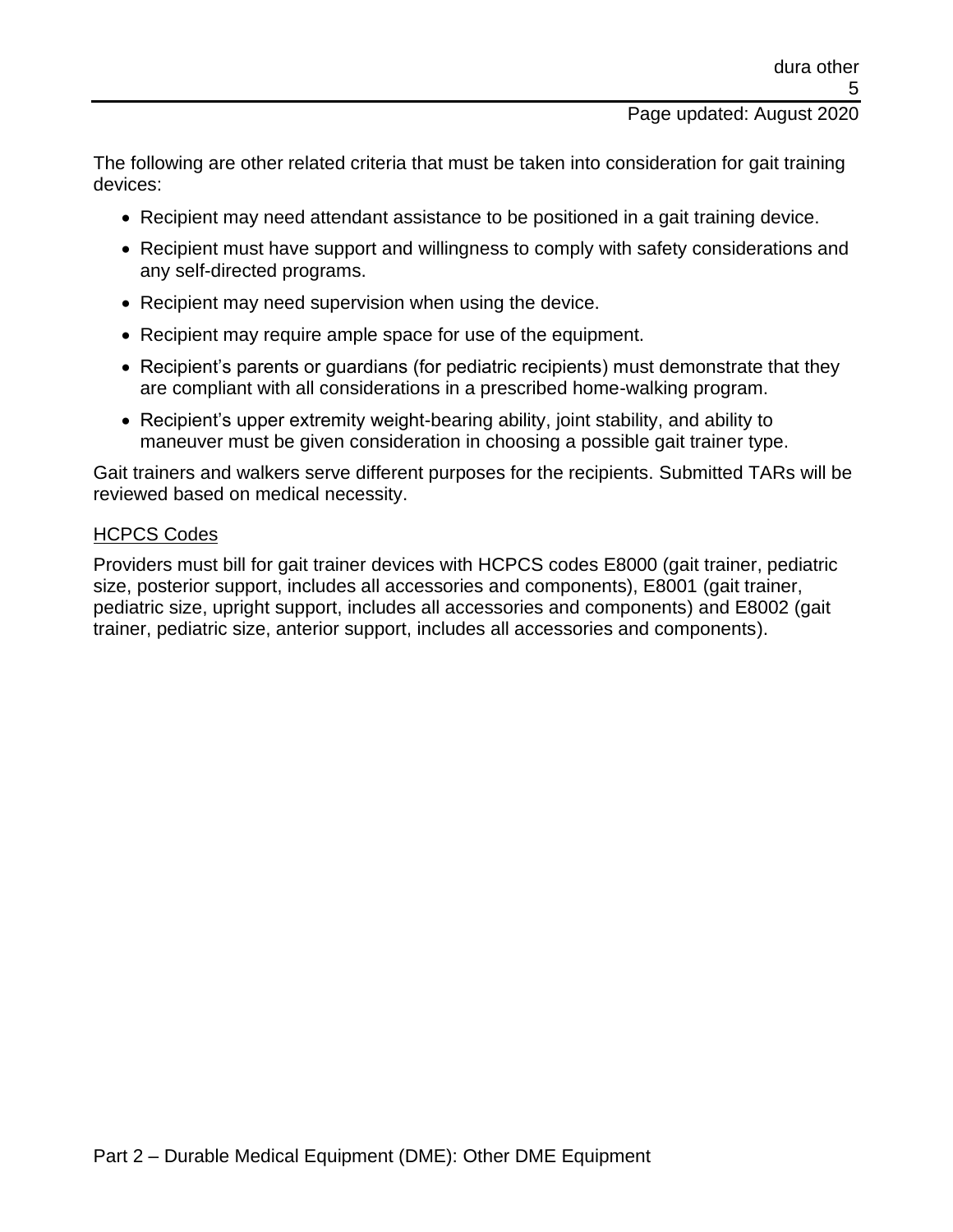The following are other related criteria that must be taken into consideration for gait training devices:

- Recipient may need attendant assistance to be positioned in a gait training device.
- Recipient must have support and willingness to comply with safety considerations and any self-directed programs.
- Recipient may need supervision when using the device.
- Recipient may require ample space for use of the equipment.
- Recipient's parents or guardians (for pediatric recipients) must demonstrate that they are compliant with all considerations in a prescribed home-walking program.
- Recipient's upper extremity weight-bearing ability, joint stability, and ability to maneuver must be given consideration in choosing a possible gait trainer type.

Gait trainers and walkers serve different purposes for the recipients. Submitted TARs will be reviewed based on medical necessity.

### HCPCS Codes

Providers must bill for gait trainer devices with HCPCS codes E8000 (gait trainer, pediatric size, posterior support, includes all accessories and components), E8001 (gait trainer, pediatric size, upright support, includes all accessories and components) and E8002 (gait trainer, pediatric size, anterior support, includes all accessories and components).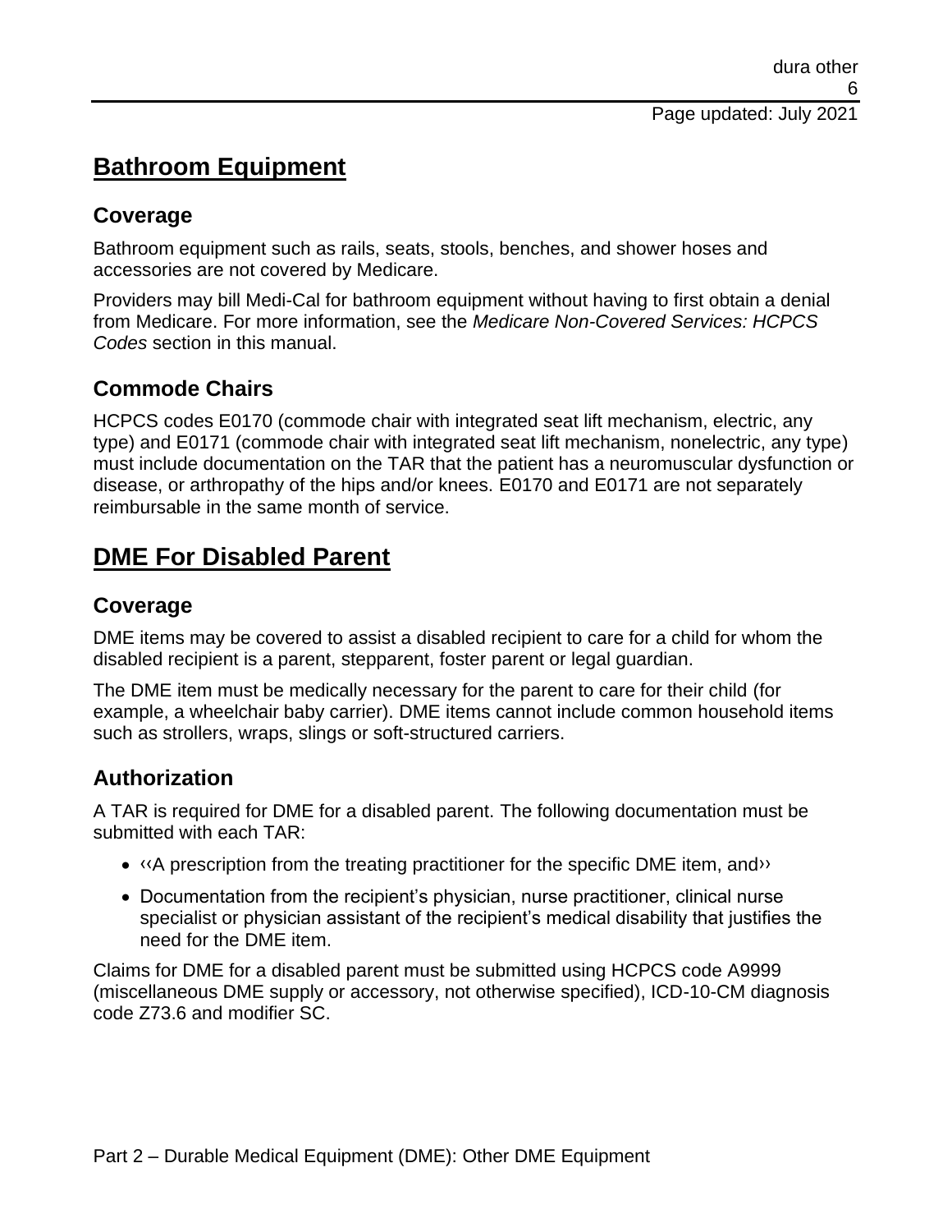# Bathroom Equipment

## Coverage

Bathroom equipment such as rails, seats, stools, benches, and shower hoses and accessories are not covered by Medicare.

Providers may bill Medi-Cal for bathroom equipment without having to first obtain a denial from Medicare. For more information, see the *Medicare Non-Covered Services: HCPCS Codes* section in this manual.

## Commode Chairs

HCPCS codes E0170 (commode chair with integrated seat lift mechanism, electric, any type) and E0171 (commode chair with integrated seat lift mechanism, nonelectric, any type) must include documentation on the TAR that the patient has a neuromuscular dysfunction or disease, or arthropathy of the hips and/or knees. E0170 and E0171 are not separately reimbursable in the same month of service.

# DME For Disabled Parent

## Coverage

DME items may be covered to assist a disabled recipient to care for a child for whom the disabled recipient is a parent, stepparent, foster parent or legal guardian.

The DME item must be medically necessary for the parent to care for their child (for example, a wheelchair baby carrier). DME items cannot include common household items such as strollers, wraps, slings or soft-structured carriers.

## Authorization

A TAR is required for DME for a disabled parent. The following documentation must be submitted with each TAR:

- ‹‹A prescription from the treating practitioner for the specific DME item, and››
- Documentation from the recipient's physician, nurse practitioner, clinical nurse specialist or physician assistant of the recipient's medical disability that justifies the need for the DME item.

Claims for DME for a disabled parent must be submitted using HCPCS code A9999 (miscellaneous DME supply or accessory, not otherwise specified), ICD-10-CM diagnosis code Z73.6 and modifier SC.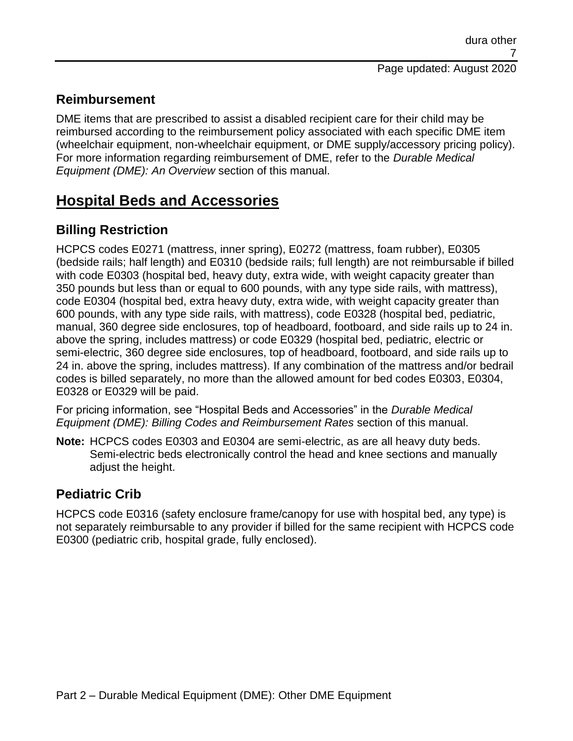## Reimbursement

DME items that are prescribed to assist a disabled recipient care for their child may be reimbursed according to the reimbursement policy associated with each specific DME item (wheelchair equipment, non-wheelchair equipment, or DME supply/accessory pricing policy). For more information regarding reimbursement of DME, refer to the *Durable Medical Equipment (DME): An Overview* section of this manual.

# Hospital Beds and Accessories

## Billing Restriction

HCPCS codes E0271 (mattress, inner spring), E0272 (mattress, foam rubber), E0305 (bedside rails; half length) and E0310 (bedside rails; full length) are not reimbursable if billed with code E0303 (hospital bed, heavy duty, extra wide, with weight capacity greater than 350 pounds but less than or equal to 600 pounds, with any type side rails, with mattress), code E0304 (hospital bed, extra heavy duty, extra wide, with weight capacity greater than 600 pounds, with any type side rails, with mattress), code E0328 (hospital bed, pediatric, manual, 360 degree side enclosures, top of headboard, footboard, and side rails up to 24 in. above the spring, includes mattress) or code E0329 (hospital bed, pediatric, electric or semi-electric, 360 degree side enclosures, top of headboard, footboard, and side rails up to 24 in. above the spring, includes mattress). If any combination of the mattress and/or bedrail codes is billed separately, no more than the allowed amount for bed codes E0303, E0304, E0328 or E0329 will be paid.

For pricing information, see "Hospital Beds and Accessories" in the *Durable Medical Equipment (DME): Billing Codes and Reimbursement Rates* section of this manual.

**Note:** HCPCS codes E0303 and E0304 are semi-electric, as are all heavy duty beds. Semi-electric beds electronically control the head and knee sections and manually adjust the height.

## Pediatric Crib

HCPCS code E0316 (safety enclosure frame/canopy for use with hospital bed, any type) is not separately reimbursable to any provider if billed for the same recipient with HCPCS code E0300 (pediatric crib, hospital grade, fully enclosed).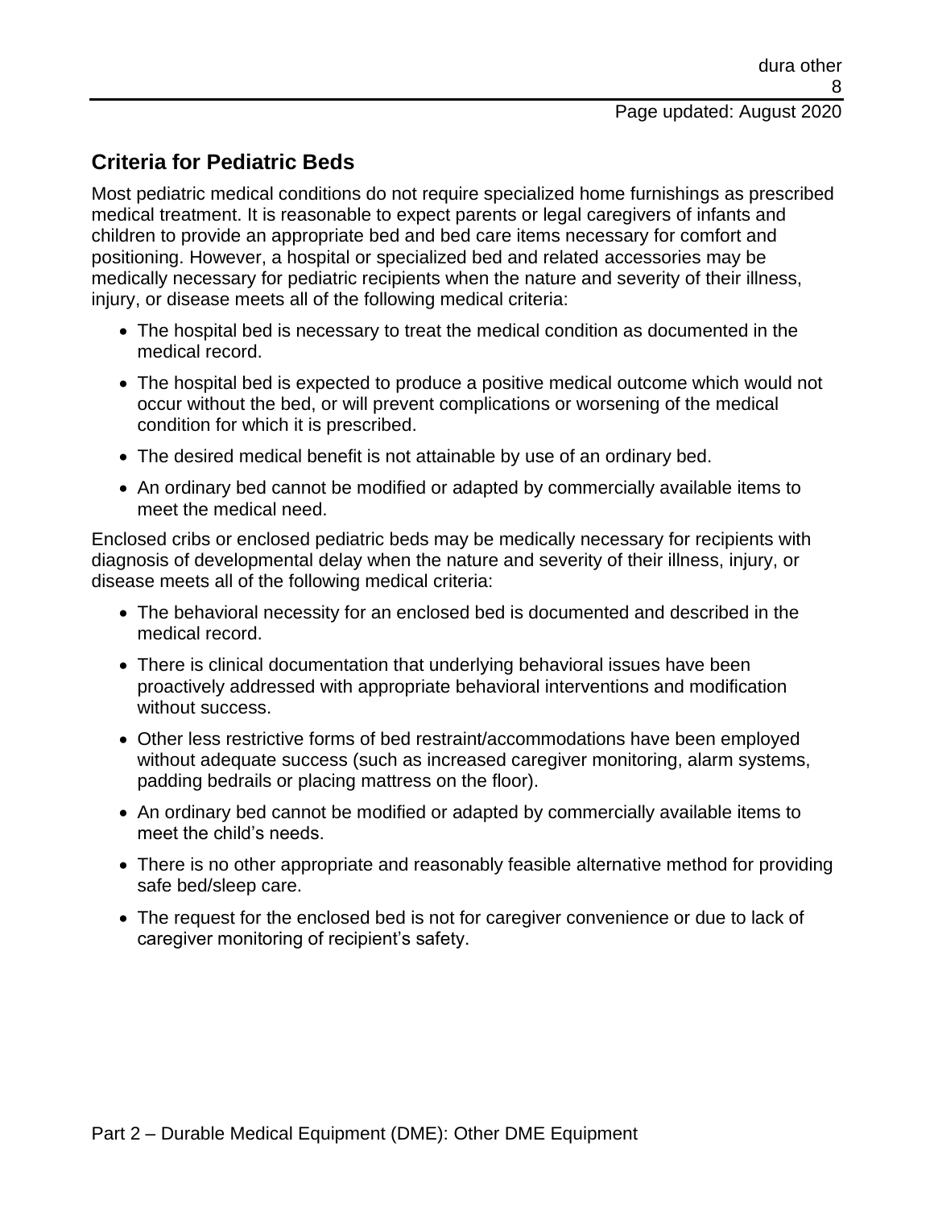## Criteria for Pediatric Beds

Most pediatric medical conditions do not require specialized home furnishings as prescribed medical treatment. It is reasonable to expect parents or legal caregivers of infants and children to provide an appropriate bed and bed care items necessary for comfort and positioning. However, a hospital or specialized bed and related accessories may be medically necessary for pediatric recipients when the nature and severity of their illness, injury, or disease meets all of the following medical criteria:

- The hospital bed is necessary to treat the medical condition as documented in the medical record.
- The hospital bed is expected to produce a positive medical outcome which would not occur without the bed, or will prevent complications or worsening of the medical condition for which it is prescribed.
- The desired medical benefit is not attainable by use of an ordinary bed.
- An ordinary bed cannot be modified or adapted by commercially available items to meet the medical need.

Enclosed cribs or enclosed pediatric beds may be medically necessary for recipients with diagnosis of developmental delay when the nature and severity of their illness, injury, or disease meets all of the following medical criteria:

- The behavioral necessity for an enclosed bed is documented and described in the medical record.
- There is clinical documentation that underlying behavioral issues have been proactively addressed with appropriate behavioral interventions and modification without success.
- Other less restrictive forms of bed restraint/accommodations have been employed without adequate success (such as increased caregiver monitoring, alarm systems, padding bedrails or placing mattress on the floor).
- An ordinary bed cannot be modified or adapted by commercially available items to meet the child's needs.
- There is no other appropriate and reasonably feasible alternative method for providing safe bed/sleep care.
- The request for the enclosed bed is not for caregiver convenience or due to lack of caregiver monitoring of recipient's safety.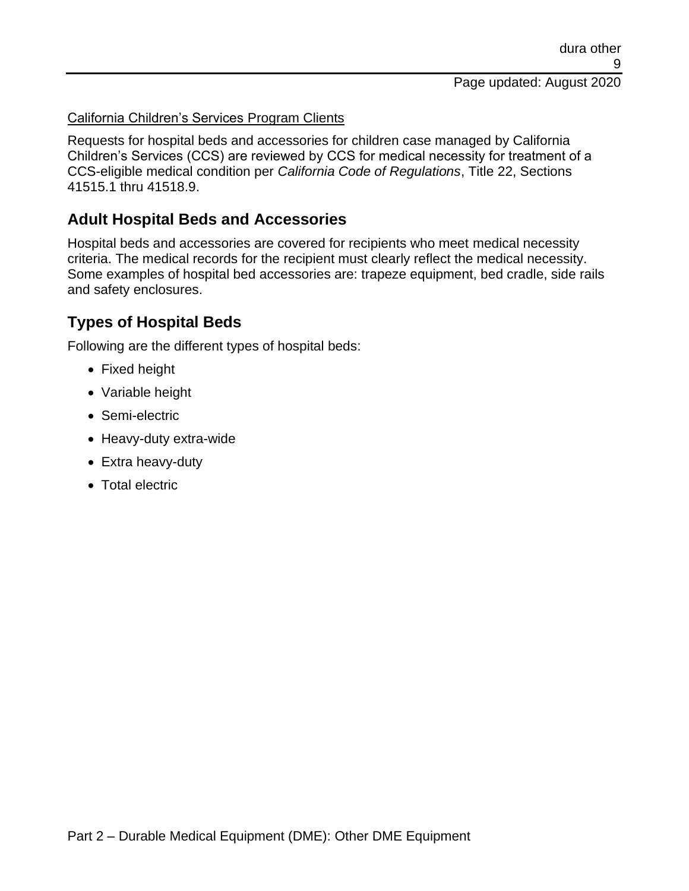California Children's Services Program Clients

Requests for hospital beds and accessories for children case managed by California Children's Services (CCS) are reviewed by CCS for medical necessity for treatment of a CCS-eligible medical condition per *California Code of Regulations*, Title 22, Sections 41515.1 thru 41518.9.

## Adult Hospital Beds and Accessories

Hospital beds and accessories are covered for recipients who meet medical necessity criteria. The medical records for the recipient must clearly reflect the medical necessity. Some examples of hospital bed accessories are: trapeze equipment, bed cradle, side rails and safety enclosures.

## Types of Hospital Beds

Following are the different types of hospital beds:

- Fixed height
- Variable height
- Semi-electric
- Heavy-duty extra-wide
- Extra heavy-duty
- Total electric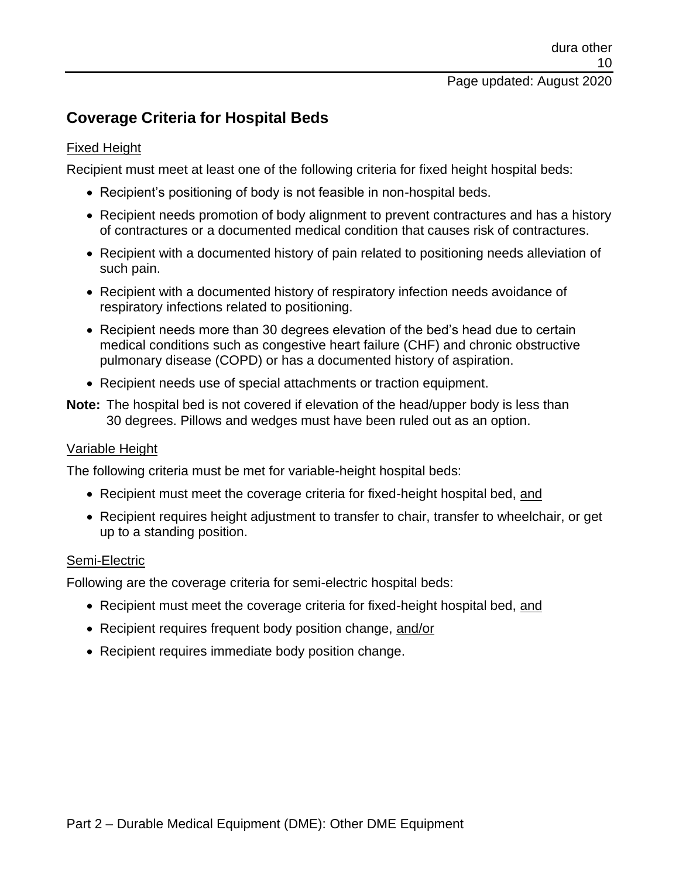## Coverage Criteria for Hospital Beds

<u>Fixed Height</u>

Recipient must meet at least one of the following criteria for fixed height hospital beds:

- Recipient's positioning of body is not feasible in non-hospital beds.
- Recipient needs promotion of body alignment to prevent contractures and has a history of contractures or a documented medical condition that causes risk of contractures.
- Recipient with a documented history of pain related to positioning needs alleviation of such pain.
- Recipient with a documented history of respiratory infection needs avoidance of respiratory infections related to positioning.
- Recipient needs more than 30 degrees elevation of the bed's head due to certain medical conditions such as congestive heart failure (CHF) and chronic obstructive pulmonary disease (COPD) or has a documented history of aspiration.
- Recipient needs use of special attachments or traction equipment.

**Note:** The hospital bed is not covered if elevation of the head/upper body is less than 30 degrees. Pillows and wedges must have been ruled out as an option.

<u>Variable Height</u>

The following criteria must be met for variable-height hospital beds:

- Recipient must meet the coverage criteria for fixed-height hospital bed, <u>and</u>
- Recipient requires height adjustment to transfer to chair, transfer to wheelchair, or get up to a standing position.

<u>Semi-Electric</u>

Following are the coverage criteria for semi-electric hospital beds:

- Recipient must meet the coverage criteria for fixed-height hospital bed, <u>and</u>
- Recipient requires frequent body position change, <u>and/or</u>
- Recipient requires immediate body position change.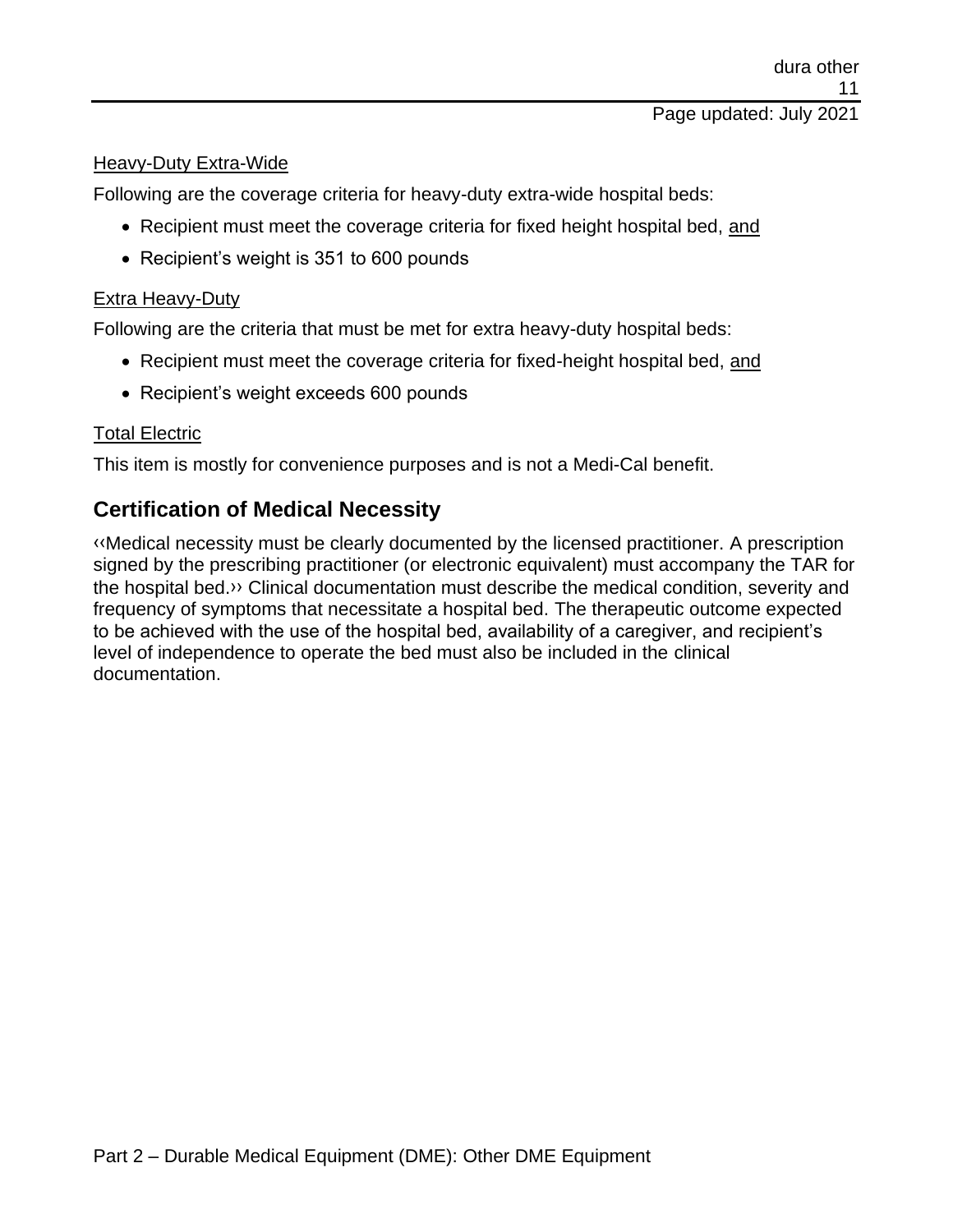Heavy-Duty Extra-Wide

Following are the coverage criteria for heavy-duty extra-wide hospital beds:

- Recipient must meet the coverage criteria for fixed height hospital bed, and
- Recipient's weight is 351 to 600 pounds

Extra Heavy-Duty

Following are the criteria that must be met for extra heavy-duty hospital beds:

- Recipient must meet the coverage criteria for fixed-height hospital bed, and
- Recipient's weight exceeds 600 pounds

Total Electric

This item is mostly for convenience purposes and is not a Medi-Cal benefit.

## Certification of Medical Necessity

‹‹Medical necessity must be clearly documented by the licensed practitioner. A prescription signed by the prescribing practitioner (or electronic equivalent) must accompany the TAR for the hospital bed.›› Clinical documentation must describe the medical condition, severity and frequency of symptoms that necessitate a hospital bed. The therapeutic outcome expected to be achieved with the use of the hospital bed, availability of a caregiver, and recipient's level of independence to operate the bed must also be included in the clinical documentation.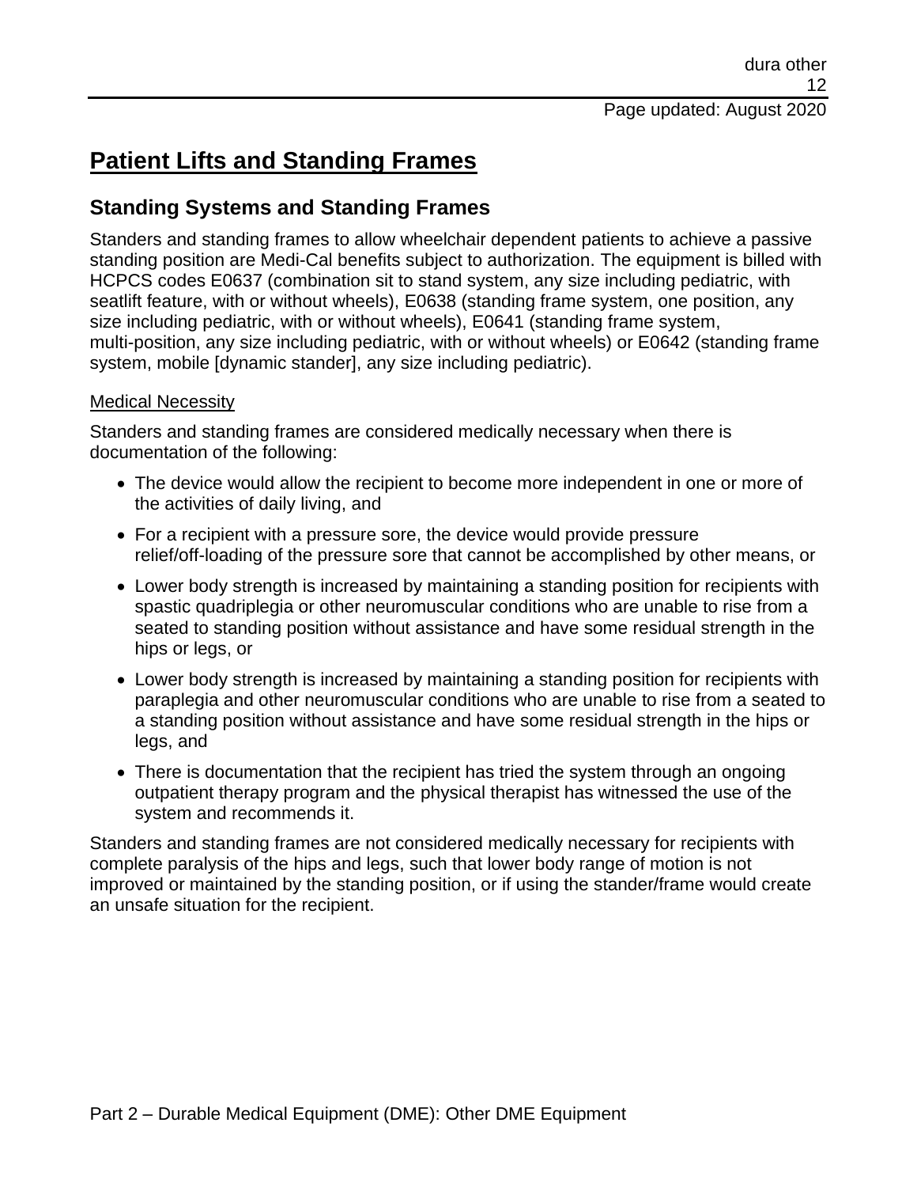# Patient Lifts and Standing Frames

## Standing Systems and Standing Frames

Standers and standing frames to allow wheelchair dependent patients to achieve a passive standing position are Medi-Cal benefits subject to authorization. The equipment is billed with HCPCS codes E0637 (combination sit to stand system, any size including pediatric, with seatlift feature, with or without wheels), E0638 (standing frame system, one position, any size including pediatric, with or without wheels), E0641 (standing frame system, multi-position, any size including pediatric, with or without wheels) or E0642 (standing frame system, mobile [dynamic stander], any size including pediatric).

Medical Necessity

Standers and standing frames are considered medically necessary when there is documentation of the following:

- The device would allow the recipient to become more independent in one or more of the activities of daily living, and
- For a recipient with a pressure sore, the device would provide pressure relief/off-loading of the pressure sore that cannot be accomplished by other means, or
- Lower body strength is increased by maintaining a standing position for recipients with spastic quadriplegia or other neuromuscular conditions who are unable to rise from a seated to standing position without assistance and have some residual strength in the hips or legs, or
- Lower body strength is increased by maintaining a standing position for recipients with paraplegia and other neuromuscular conditions who are unable to rise from a seated to a standing position without assistance and have some residual strength in the hips or legs, and
- There is documentation that the recipient has tried the system through an ongoing outpatient therapy program and the physical therapist has witnessed the use of the system and recommends it.

Standers and standing frames are not considered medically necessary for recipients with complete paralysis of the hips and legs, such that lower body range of motion is not improved or maintained by the standing position, or if using the stander/frame would create an unsafe situation for the recipient.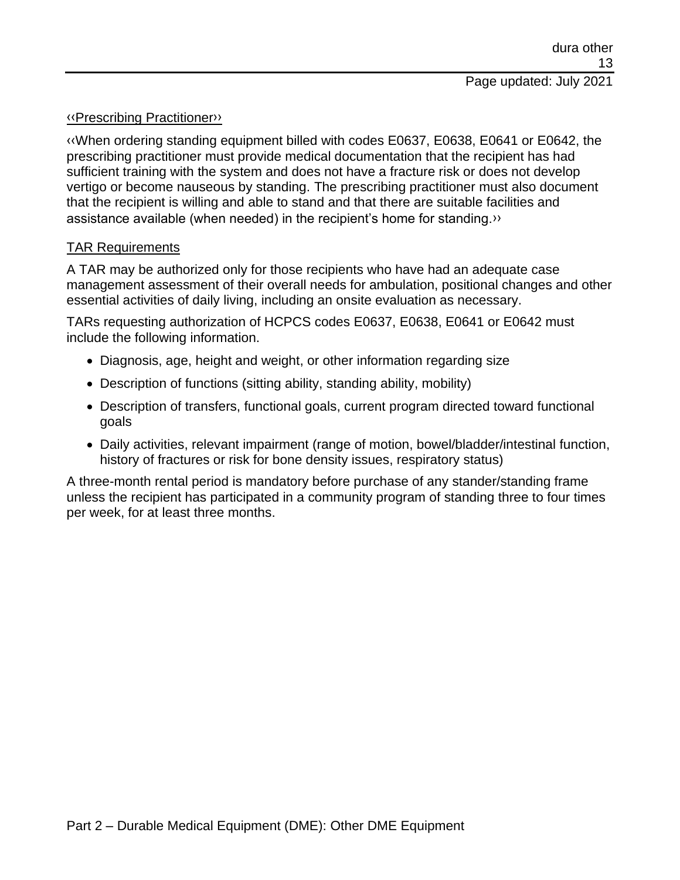‹‹Prescribing Practitioner››

‹‹When ordering standing equipment billed with codes E0637, E0638, E0641 or E0642, the prescribing practitioner must provide medical documentation that the recipient has had sufficient training with the system and does not have a fracture risk or does not develop vertigo or become nauseous by standing. The prescribing practitioner must also document that the recipient is willing and able to stand and that there are suitable facilities and assistance available (when needed) in the recipient's home for standing.››

TAR Requirements

A TAR may be authorized only for those recipients who have had an adequate case management assessment of their overall needs for ambulation, positional changes and other essential activities of daily living, including an onsite evaluation as necessary.

TARs requesting authorization of HCPCS codes E0637, E0638, E0641 or E0642 must include the following information.

- Diagnosis, age, height and weight, or other information regarding size
- Description of functions (sitting ability, standing ability, mobility)
- Description of transfers, functional goals, current program directed toward functional goals
- Daily activities, relevant impairment (range of motion, bowel/bladder/intestinal function, history of fractures or risk for bone density issues, respiratory status)

A three-month rental period is mandatory before purchase of any stander/standing frame unless the recipient has participated in a community program of standing three to four times per week, for at least three months.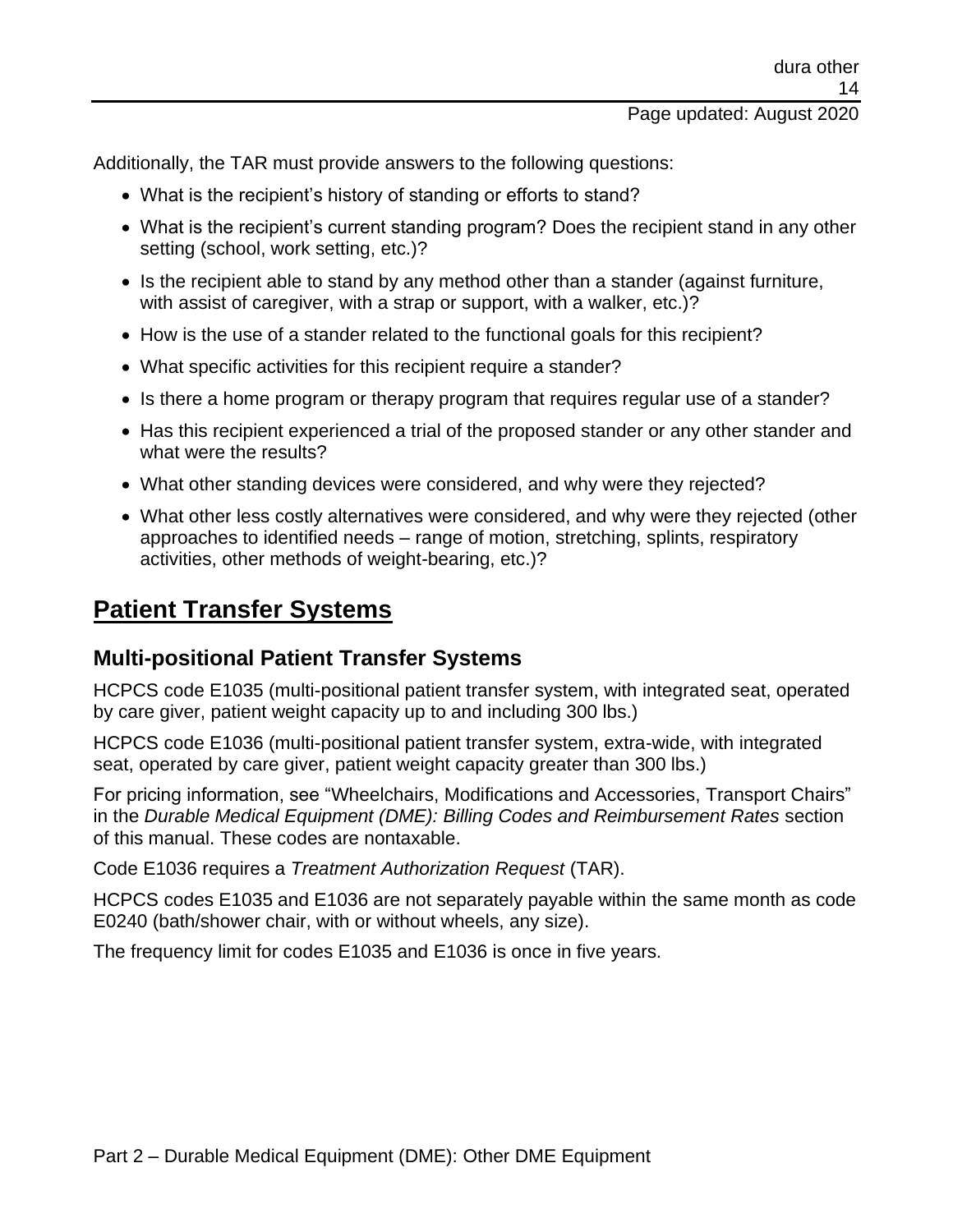Additionally, the TAR must provide answers to the following questions:

- What is the recipient's history of standing or efforts to stand?
- What is the recipient's current standing program? Does the recipient stand in any other setting (school, work setting, etc.)?
- Is the recipient able to stand by any method other than a stander (against furniture, with assist of caregiver, with a strap or support, with a walker, etc.)?
- How is the use of a stander related to the functional goals for this recipient?
- What specific activities for this recipient require a stander?
- Is there a home program or therapy program that requires regular use of a stander?
- Has this recipient experienced a trial of the proposed stander or any other stander and what were the results?
- What other standing devices were considered, and why were they rejected?
- What other less costly alternatives were considered, and why were they rejected (other approaches to identified needs – range of motion, stretching, splints, respiratory activities, other methods of weight-bearing, etc.)?

# Patient Transfer Systems

## Multi-positional Patient Transfer Systems

HCPCS code E1035 (multi-positional patient transfer system, with integrated seat, operated by care giver, patient weight capacity up to and including 300 lbs.)

HCPCS code E1036 (multi-positional patient transfer system, extra-wide, with integrated seat, operated by care giver, patient weight capacity greater than 300 lbs.)

For pricing information, see "Wheelchairs, Modifications and Accessories, Transport Chairs" in the *Durable Medical Equipment (DME): Billing Codes and Reimbursement Rates* section of this manual. These codes are nontaxable.

Code E1036 requires a *Treatment Authorization Request* (TAR).

HCPCS codes E1035 and E1036 are not separately payable within the same month as code E0240 (bath/shower chair, with or without wheels, any size).

The frequency limit for codes E1035 and E1036 is once in five years.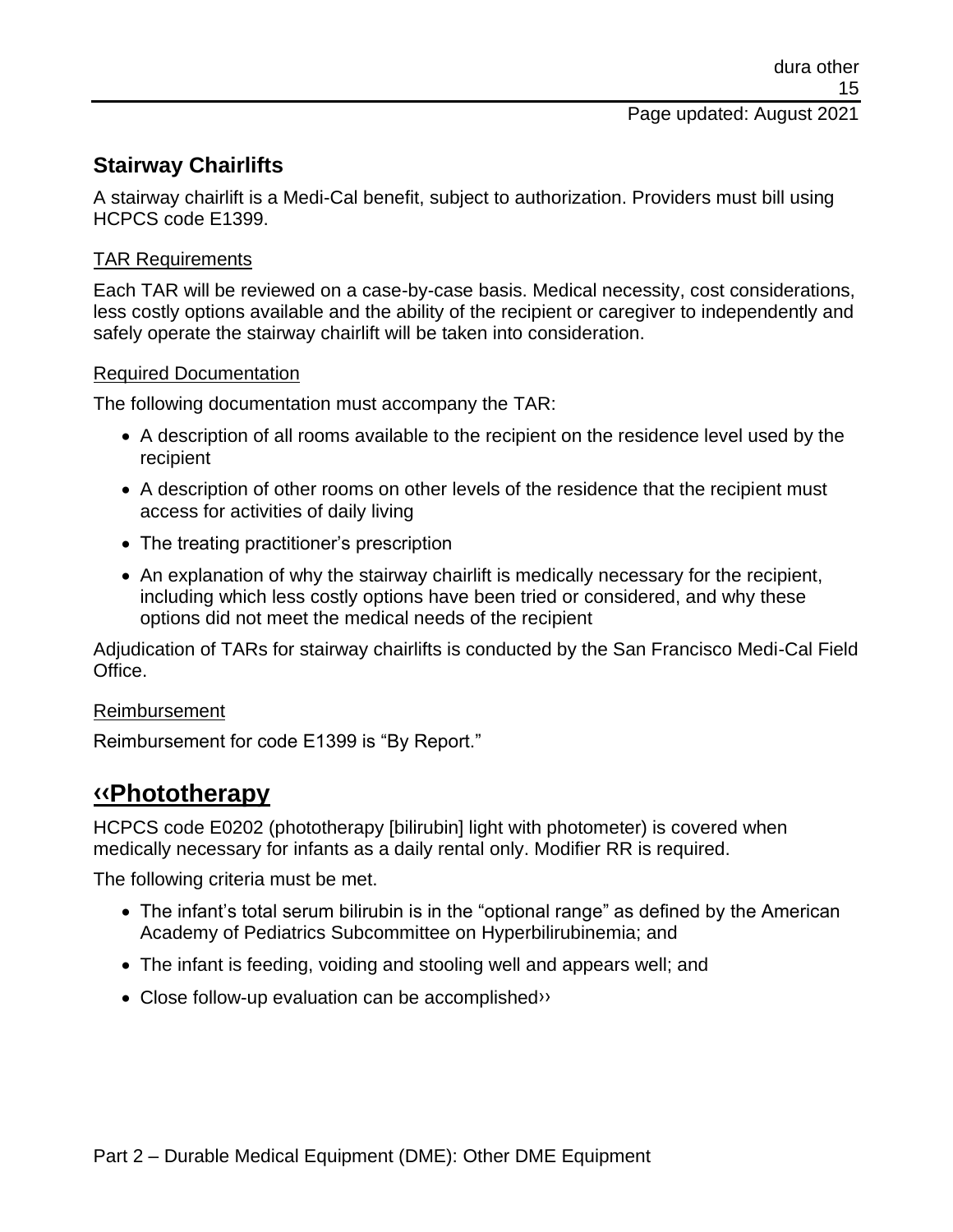## Stairway Chairlifts

A stairway chairlift is a Medi-Cal benefit, subject to authorization. Providers must bill using HCPCS code E1399.

### TAR Requirements

Each TAR will be reviewed on a case-by-case basis. Medical necessity, cost considerations, less costly options available and the ability of the recipient or caregiver to independently and safely operate the stairway chairlift will be taken into consideration.

### Required Documentation

The following documentation must accompany the TAR:

- A description of all rooms available to the recipient on the residence level used by the recipient
- A description of other rooms on other levels of the residence that the recipient must access for activities of daily living
- The treating practitioner's prescription
- An explanation of why the stairway chairlift is medically necessary for the recipient, including which less costly options have been tried or considered, and why these options did not meet the medical needs of the recipient

Adjudication of TARs for stairway chairlifts is conducted by the San Francisco Medi-Cal Field Office.

### Reimbursement

Reimbursement for code E1399 is "By Report."

## ‹‹Phototherapy

HCPCS code E0202 (phototherapy [bilirubin] light with photometer) is covered when medically necessary for infants as a daily rental only. Modifier RR is required.

The following criteria must be met.

- The infant's total serum bilirubin is in the "optional range" as defined by the American Academy of Pediatrics Subcommittee on Hyperbilirubinemia; and
- The infant is feeding, voiding and stooling well and appears well; and
- Close follow-up evaluation can be accomplished››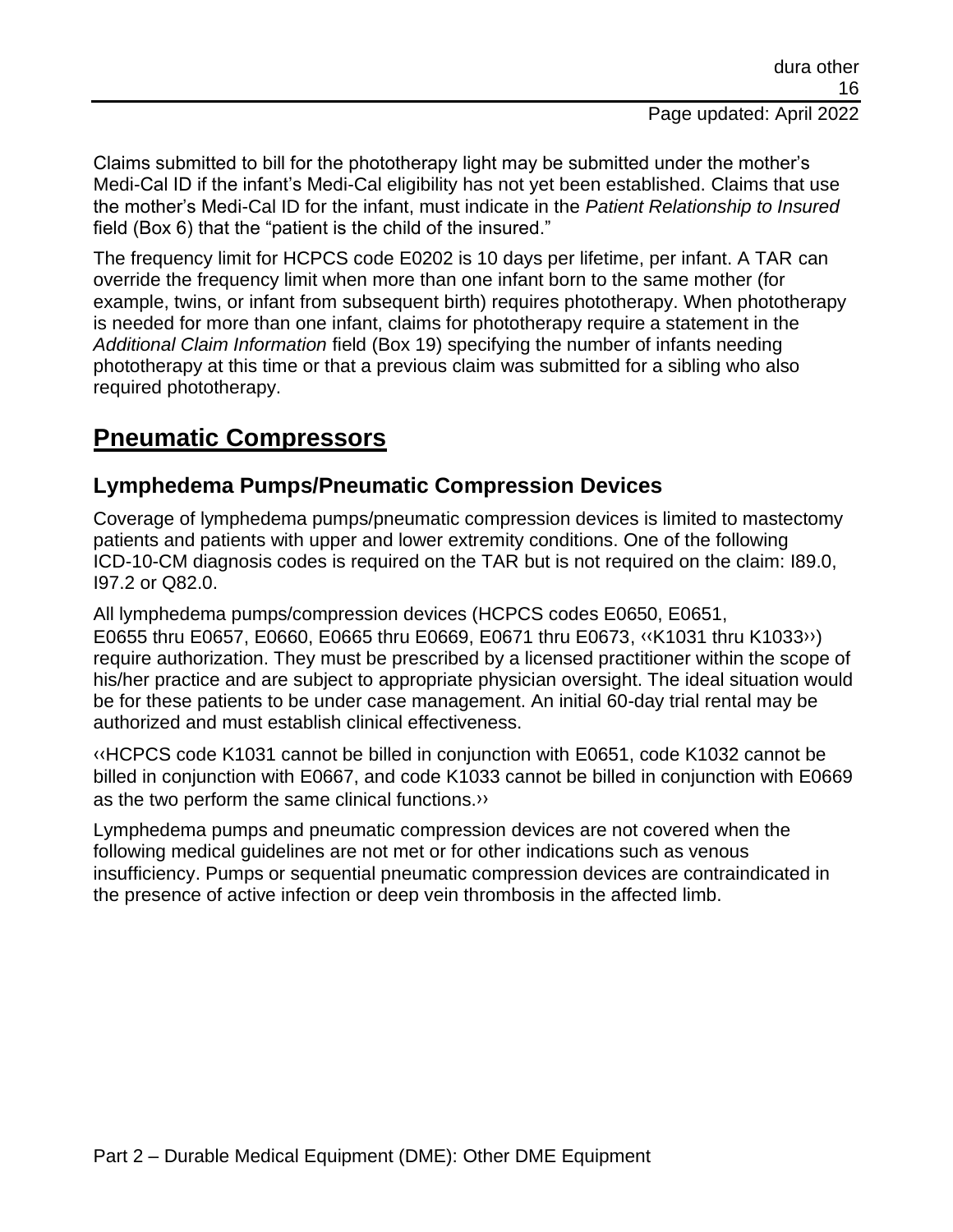Claims submitted to bill for the phototherapy light may be submitted under the mother's Medi-Cal ID if the infant's Medi-Cal eligibility has not yet been established. Claims that use the mother's Medi-Cal ID for the infant, must indicate in the *Patient Relationship to Insured* field (Box 6) that the "patient is the child of the insured."

The frequency limit for HCPCS code E0202 is 10 days per lifetime, per infant. A TAR can override the frequency limit when more than one infant born to the same mother (for example, twins, or infant from subsequent birth) requires phototherapy. When phototherapy is needed for more than one infant, claims for phototherapy require a statement in the *Additional Claim Information* field (Box 19) specifying the number of infants needing phototherapy at this time or that a previous claim was submitted for a sibling who also required phototherapy.

# Pneumatic Compressors

## Lymphedema Pumps/Pneumatic Compression Devices

Coverage of lymphedema pumps/pneumatic compression devices is limited to mastectomy patients and patients with upper and lower extremity conditions. One of the following ICD-10-CM diagnosis codes is required on the TAR but is not required on the claim: I89.0, I97.2 or Q82.0.

All lymphedema pumps/compression devices (HCPCS codes E0650, E0651, E0655 thru E0657, E0660, E0665 thru E0669, E0671 thru E0673, ‹‹K1031 thru K1033››) require authorization. They must be prescribed by a licensed practitioner within the scope of his/her practice and are subject to appropriate physician oversight. The ideal situation would be for these patients to be under case management. An initial 60-day trial rental may be authorized and must establish clinical effectiveness.

‹‹HCPCS code K1031 cannot be billed in conjunction with E0651, code K1032 cannot be billed in conjunction with E0667, and code K1033 cannot be billed in conjunction with E0669 as the two perform the same clinical functions.››

Lymphedema pumps and pneumatic compression devices are not covered when the following medical guidelines are not met or for other indications such as venous insufficiency. Pumps or sequential pneumatic compression devices are contraindicated in the presence of active infection or deep vein thrombosis in the affected limb.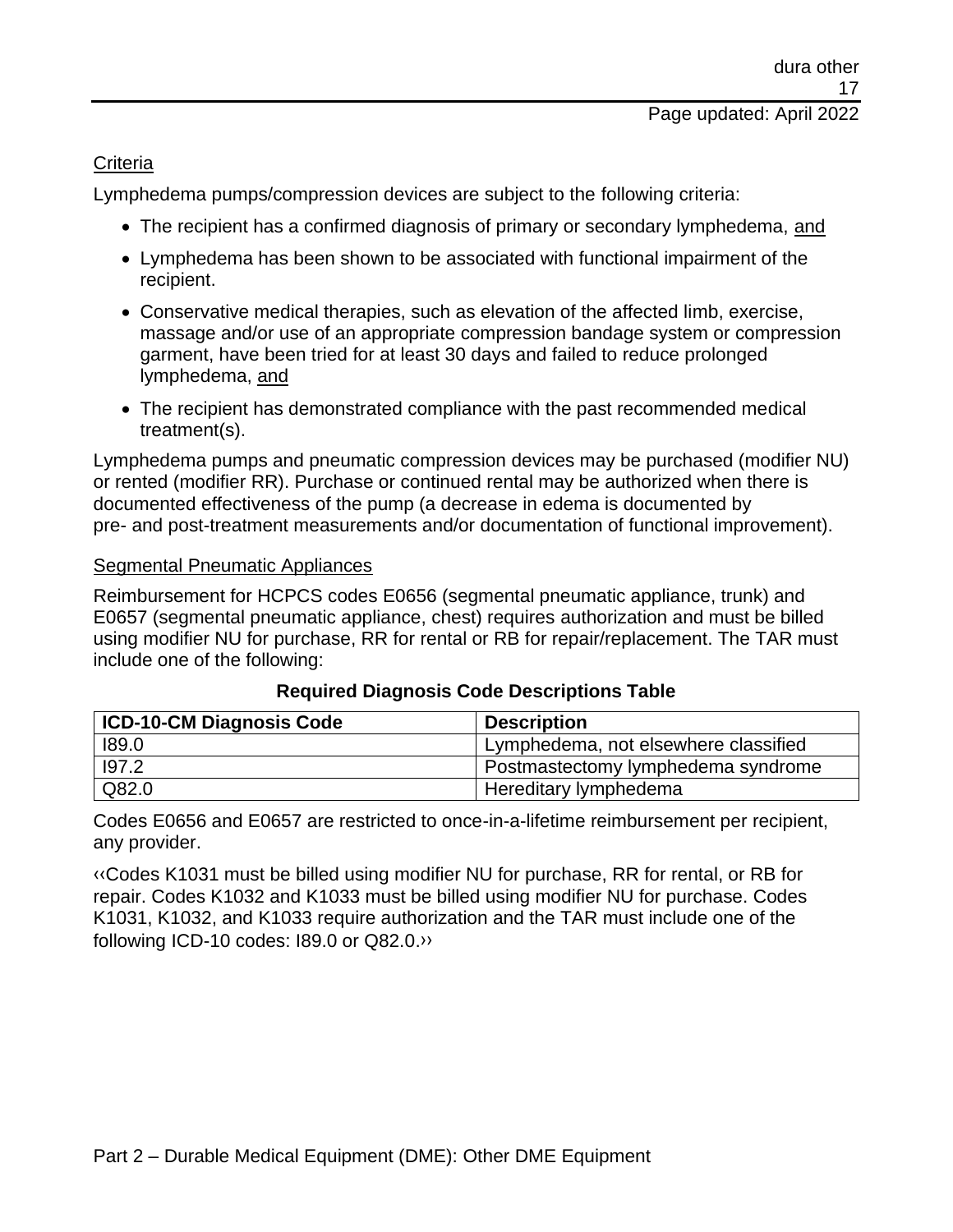Criteria

Lymphedema pumps/compression devices are subject to the following criteria:

- The recipient has a confirmed diagnosis of primary or secondary lymphedema, and
- Lymphedema has been shown to be associated with functional impairment of the recipient.
- Conservative medical therapies, such as elevation of the affected limb, exercise, massage and/or use of an appropriate compression bandage system or compression garment, have been tried for at least 30 days and failed to reduce prolonged lymphedema, and
- The recipient has demonstrated compliance with the past recommended medical treatment(s).

Lymphedema pumps and pneumatic compression devices may be purchased (modifier NU) or rented (modifier RR). Purchase or continued rental may be authorized when there is documented effectiveness of the pump (a decrease in edema is documented by pre- and post-treatment measurements and/or documentation of functional improvement).

Segmental Pneumatic Appliances

Reimbursement for HCPCS codes E0656 (segmental pneumatic appliance, trunk) and E0657 (segmental pneumatic appliance, chest) requires authorization and must be billed using modifier NU for purchase, RR for rental or RB for repair/replacement. The TAR must include one of the following:

**Required Diagnosis Code Descriptions Table**

| ICD-10-CM Diagnosis Code | Description |
|---|---|
| I89.0 | Lymphedema, not elsewhere classified |
| I97.2 | Postmastectomy lymphedema syndrome |
| Q82.0 | Hereditary lymphedema |

Codes E0656 and E0657 are restricted to once-in-a-lifetime reimbursement per recipient, any provider.

‹‹Codes K1031 must be billed using modifier NU for purchase, RR for rental, or RB for repair. Codes K1032 and K1033 must be billed using modifier NU for purchase. Codes K1031, K1032, and K1033 require authorization and the TAR must include one of the following ICD-10 codes: I89.0 or Q82.0.››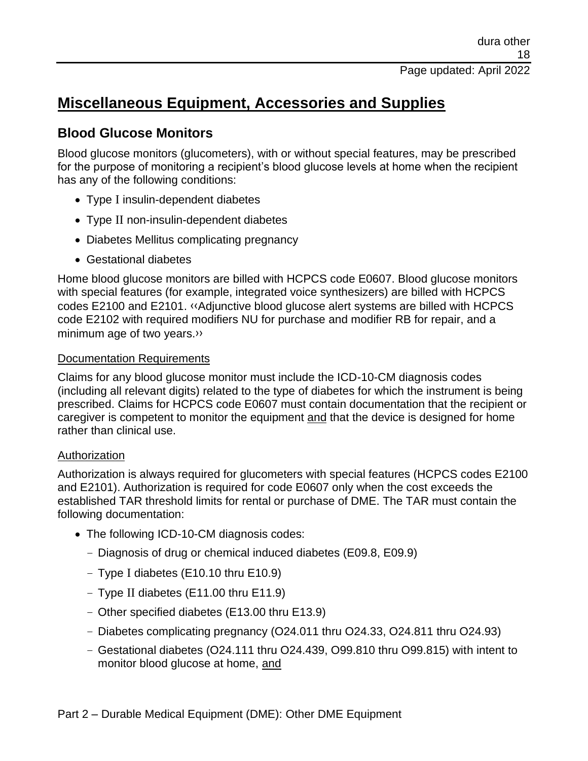# Miscellaneous Equipment, Accessories and Supplies

## Blood Glucose Monitors

Blood glucose monitors (glucometers), with or without special features, may be prescribed for the purpose of monitoring a recipient's blood glucose levels at home when the recipient has any of the following conditions:

- Type I insulin-dependent diabetes
- Type II non-insulin-dependent diabetes
- Diabetes Mellitus complicating pregnancy
- Gestational diabetes

Home blood glucose monitors are billed with HCPCS code E0607. Blood glucose monitors with special features (for example, integrated voice synthesizers) are billed with HCPCS codes E2100 and E2101. ‹‹Adjunctive blood glucose alert systems are billed with HCPCS code E2102 with required modifiers NU for purchase and modifier RB for repair, and a minimum age of two years.››

Documentation Requirements

Claims for any blood glucose monitor must include the ICD-10-CM diagnosis codes (including all relevant digits) related to the type of diabetes for which the instrument is being prescribed. Claims for HCPCS code E0607 must contain documentation that the recipient or caregiver is competent to monitor the equipment and that the device is designed for home rather than clinical use.

Authorization

Authorization is always required for glucometers with special features (HCPCS codes E2100 and E2101). Authorization is required for code E0607 only when the cost exceeds the established TAR threshold limits for rental or purchase of DME. The TAR must contain the following documentation:

- The following ICD-10-CM diagnosis codes:
  - Diagnosis of drug or chemical induced diabetes (E09.8, E09.9)
  - Type I diabetes (E10.10 thru E10.9)
  - Type II diabetes (E11.00 thru E11.9)
  - Other specified diabetes (E13.00 thru E13.9)
  - Diabetes complicating pregnancy (O24.011 thru O24.33, O24.811 thru O24.93)
  - Gestational diabetes (O24.111 thru O24.439, O99.810 thru O99.815) with intent to monitor blood glucose at home, and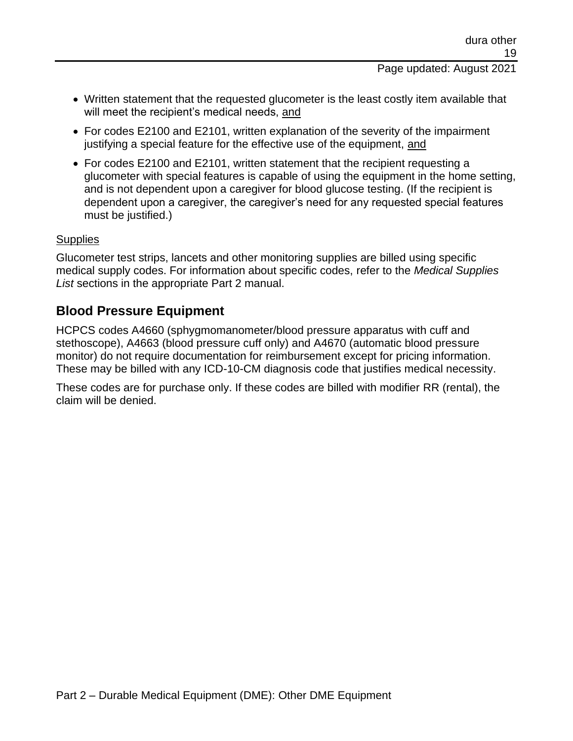- Written statement that the requested glucometer is the least costly item available that will meet the recipient's medical needs, <u>and</u>
- For codes E2100 and E2101, written explanation of the severity of the impairment justifying a special feature for the effective use of the equipment, <u>and</u>
- For codes E2100 and E2101, written statement that the recipient requesting a glucometer with special features is capable of using the equipment in the home setting, and is not dependent upon a caregiver for blood glucose testing. (If the recipient is dependent upon a caregiver, the caregiver's need for any requested special features must be justified.)

<u>Supplies</u>

Glucometer test strips, lancets and other monitoring supplies are billed using specific medical supply codes. For information about specific codes, refer to the *Medical Supplies List* sections in the appropriate Part 2 manual.

## Blood Pressure Equipment

HCPCS codes A4660 (sphygmomanometer/blood pressure apparatus with cuff and stethoscope), A4663 (blood pressure cuff only) and A4670 (automatic blood pressure monitor) do not require documentation for reimbursement except for pricing information. These may be billed with any ICD-10-CM diagnosis code that justifies medical necessity.

These codes are for purchase only. If these codes are billed with modifier RR (rental), the claim will be denied.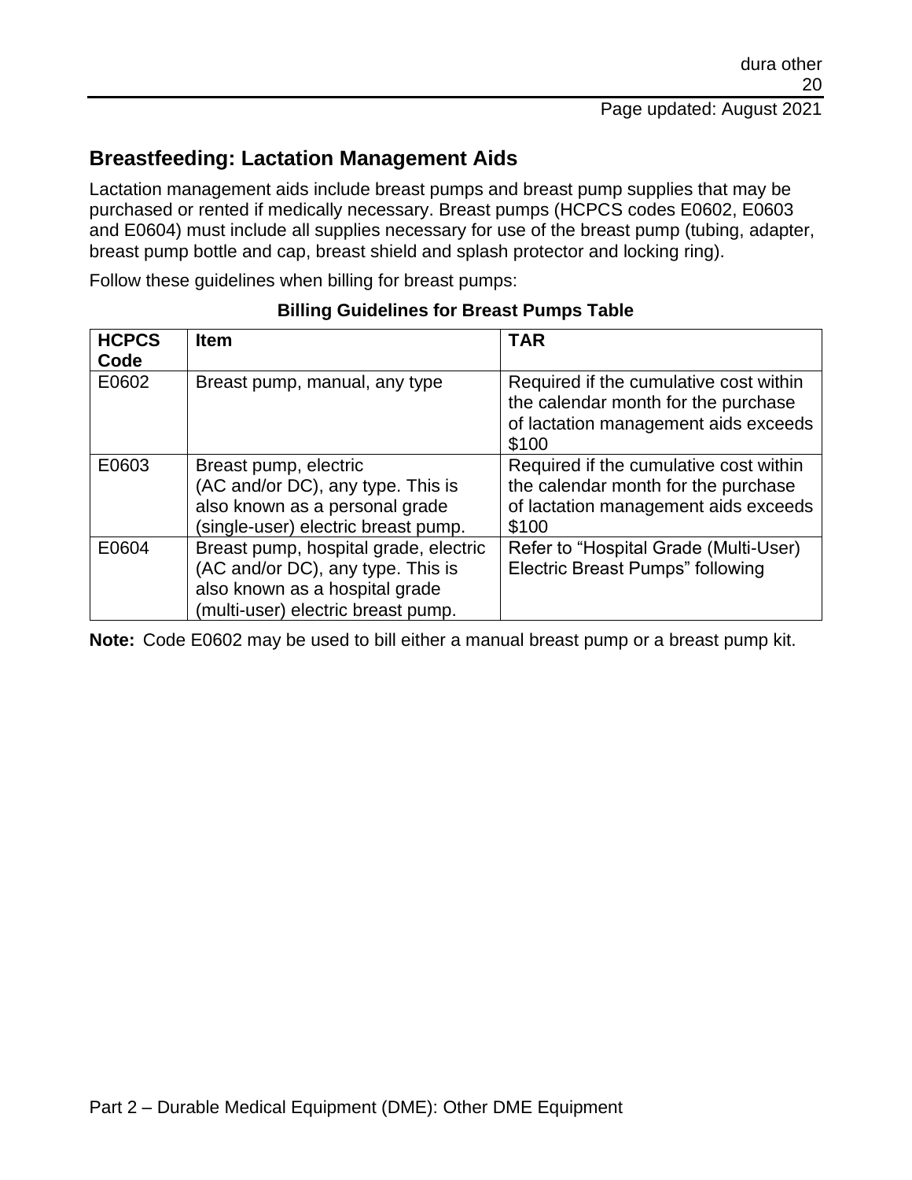## Breastfeeding: Lactation Management Aids

Lactation management aids include breast pumps and breast pump supplies that may be purchased or rented if medically necessary. Breast pumps (HCPCS codes E0602, E0603 and E0604) must include all supplies necessary for use of the breast pump (tubing, adapter, breast pump bottle and cap, breast shield and splash protector and locking ring).

Follow these guidelines when billing for breast pumps:

**Billing Guidelines for Breast Pumps Table**

| HCPCS Code | Item | TAR |
|---|---|---|
| E0602 | Breast pump, manual, any type | Required if the cumulative cost within the calendar month for the purchase of lactation management aids exceeds $100 |
| E0603 | Breast pump, electric (AC and/or DC), any type. This is also known as a personal grade (single-user) electric breast pump. | Required if the cumulative cost within the calendar month for the purchase of lactation management aids exceeds $100 |
| E0604 | Breast pump, hospital grade, electric (AC and/or DC), any type. This is also known as a hospital grade (multi-user) electric breast pump. | Refer to "Hospital Grade (Multi-User) Electric Breast Pumps" following |

**Note:** Code E0602 may be used to bill either a manual breast pump or a breast pump kit.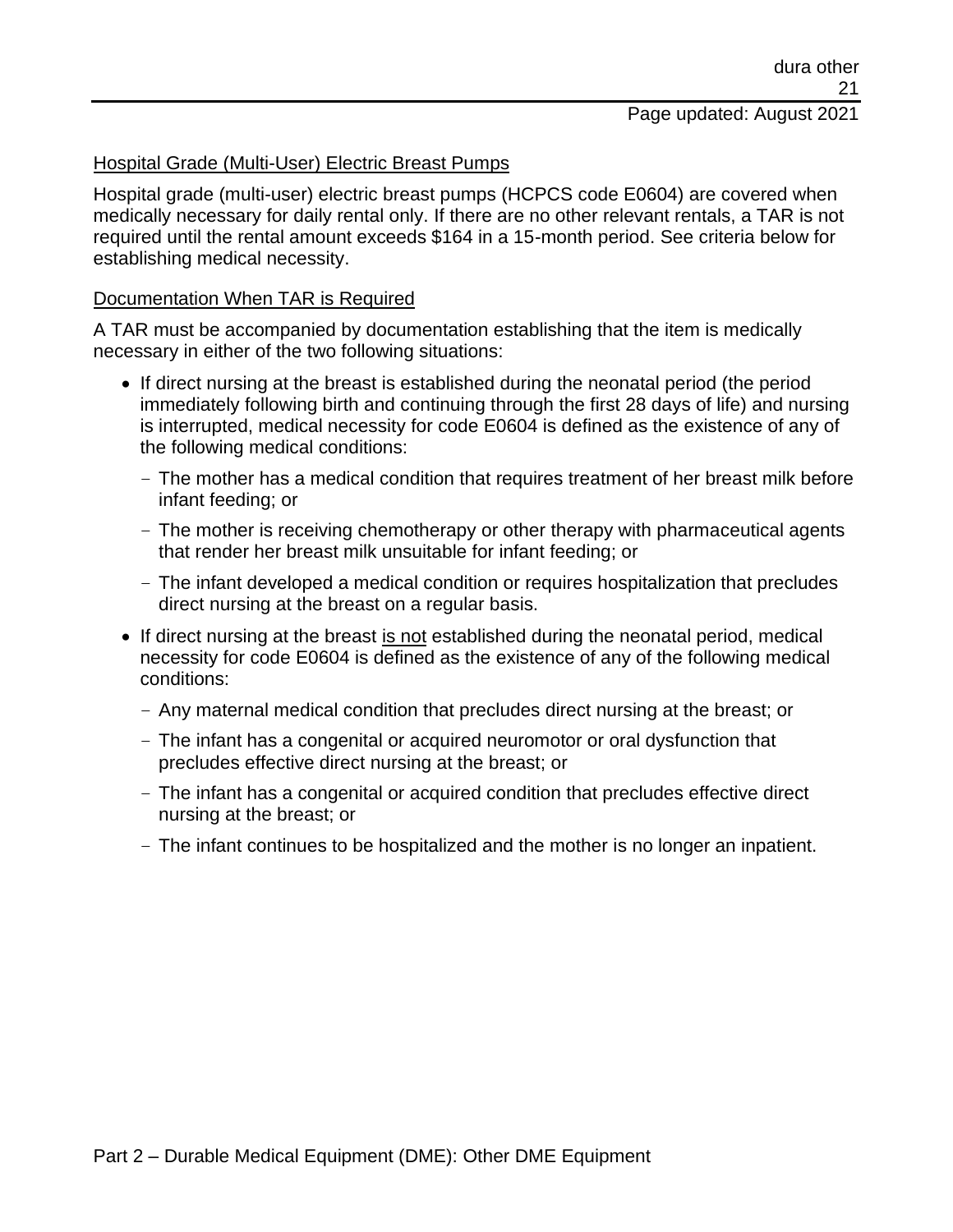## Hospital Grade (Multi-User) Electric Breast Pumps

Hospital grade (multi-user) electric breast pumps (HCPCS code E0604) are covered when medically necessary for daily rental only. If there are no other relevant rentals, a TAR is not required until the rental amount exceeds $164 in a 15-month period. See criteria below for establishing medical necessity.

## Documentation When TAR is Required

A TAR must be accompanied by documentation establishing that the item is medically necessary in either of the two following situations:

- If direct nursing at the breast is established during the neonatal period (the period immediately following birth and continuing through the first 28 days of life) and nursing is interrupted, medical necessity for code E0604 is defined as the existence of any of the following medical conditions:
  - The mother has a medical condition that requires treatment of her breast milk before infant feeding; or
  - The mother is receiving chemotherapy or other therapy with pharmaceutical agents that render her breast milk unsuitable for infant feeding; or
  - The infant developed a medical condition or requires hospitalization that precludes direct nursing at the breast on a regular basis.
- If direct nursing at the breast <u>is not</u> established during the neonatal period, medical necessity for code E0604 is defined as the existence of any of the following medical conditions:
  - Any maternal medical condition that precludes direct nursing at the breast; or
  - The infant has a congenital or acquired neuromotor or oral dysfunction that precludes effective direct nursing at the breast; or
  - The infant has a congenital or acquired condition that precludes effective direct nursing at the breast; or
  - The infant continues to be hospitalized and the mother is no longer an inpatient.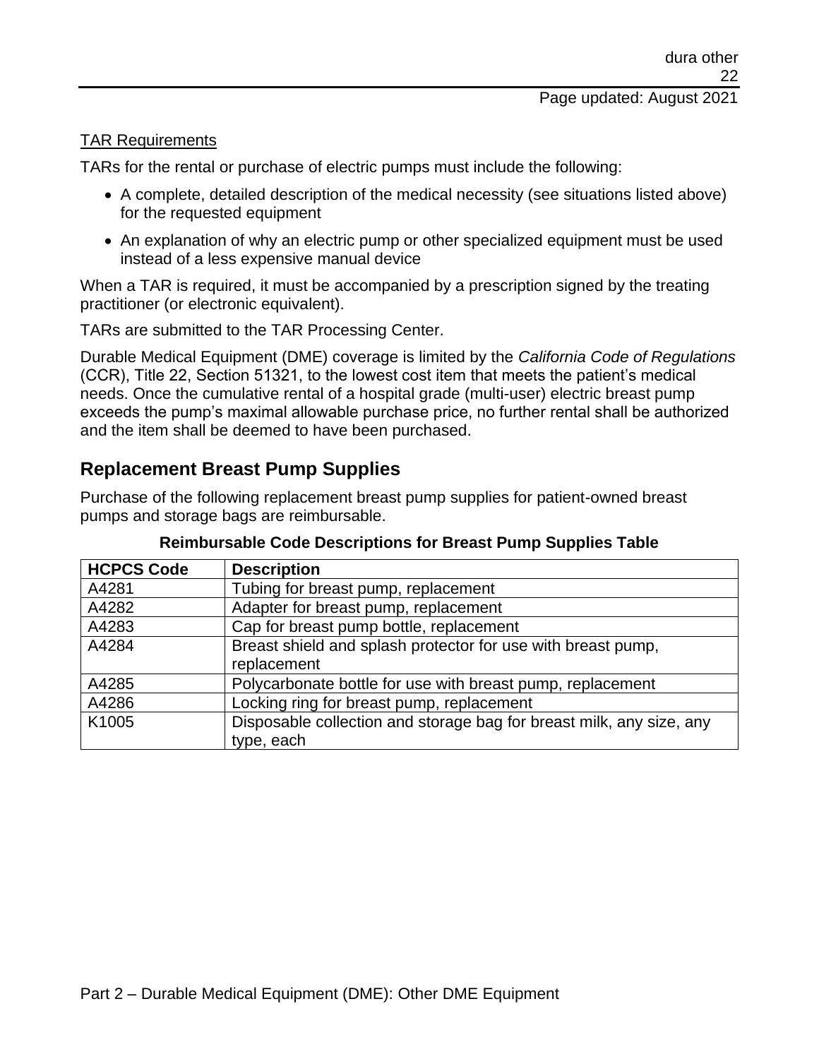TAR Requirements

TARs for the rental or purchase of electric pumps must include the following:

- A complete, detailed description of the medical necessity (see situations listed above) for the requested equipment
- An explanation of why an electric pump or other specialized equipment must be used instead of a less expensive manual device

When a TAR is required, it must be accompanied by a prescription signed by the treating practitioner (or electronic equivalent).

TARs are submitted to the TAR Processing Center.

Durable Medical Equipment (DME) coverage is limited by the *California Code of Regulations* (CCR), Title 22, Section 51321, to the lowest cost item that meets the patient's medical needs. Once the cumulative rental of a hospital grade (multi-user) electric breast pump exceeds the pump's maximal allowable purchase price, no further rental shall be authorized and the item shall be deemed to have been purchased.

## Replacement Breast Pump Supplies

Purchase of the following replacement breast pump supplies for patient-owned breast pumps and storage bags are reimbursable.

**Reimbursable Code Descriptions for Breast Pump Supplies Table**

| HCPCS Code | Description |
|---|---|
| A4281 | Tubing for breast pump, replacement |
| A4282 | Adapter for breast pump, replacement |
| A4283 | Cap for breast pump bottle, replacement |
| A4284 | Breast shield and splash protector for use with breast pump, replacement |
| A4285 | Polycarbonate bottle for use with breast pump, replacement |
| A4286 | Locking ring for breast pump, replacement |
| K1005 | Disposable collection and storage bag for breast milk, any size, any type, each |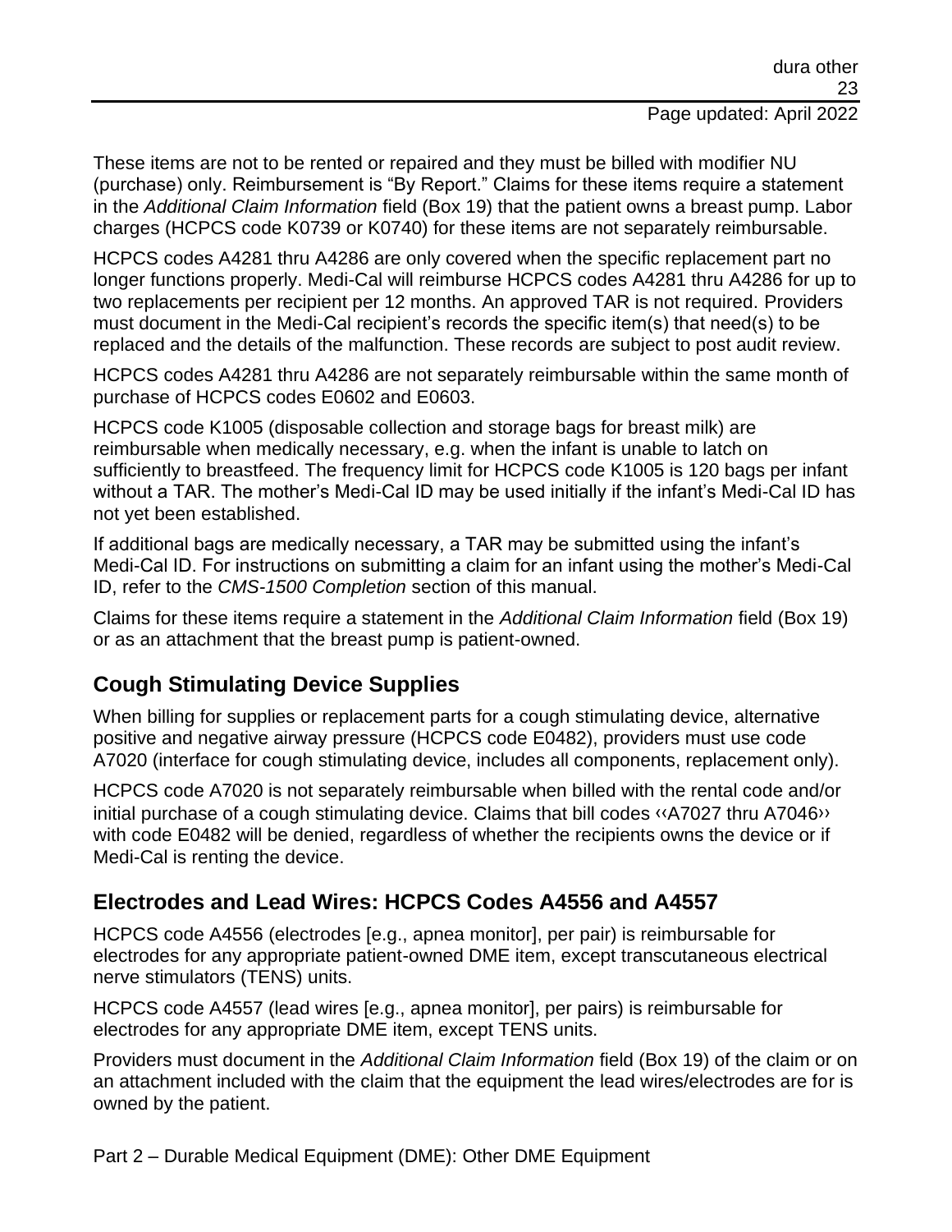These items are not to be rented or repaired and they must be billed with modifier NU (purchase) only. Reimbursement is "By Report." Claims for these items require a statement in the *Additional Claim Information* field (Box 19) that the patient owns a breast pump. Labor charges (HCPCS code K0739 or K0740) for these items are not separately reimbursable.

HCPCS codes A4281 thru A4286 are only covered when the specific replacement part no longer functions properly. Medi-Cal will reimburse HCPCS codes A4281 thru A4286 for up to two replacements per recipient per 12 months. An approved TAR is not required. Providers must document in the Medi-Cal recipient's records the specific item(s) that need(s) to be replaced and the details of the malfunction. These records are subject to post audit review.

HCPCS codes A4281 thru A4286 are not separately reimbursable within the same month of purchase of HCPCS codes E0602 and E0603.

HCPCS code K1005 (disposable collection and storage bags for breast milk) are reimbursable when medically necessary, e.g. when the infant is unable to latch on sufficiently to breastfeed. The frequency limit for HCPCS code K1005 is 120 bags per infant without a TAR. The mother's Medi-Cal ID may be used initially if the infant's Medi-Cal ID has not yet been established.

If additional bags are medically necessary, a TAR may be submitted using the infant's Medi-Cal ID. For instructions on submitting a claim for an infant using the mother's Medi-Cal ID, refer to the *CMS-1500 Completion* section of this manual.

Claims for these items require a statement in the *Additional Claim Information* field (Box 19) or as an attachment that the breast pump is patient-owned.

## Cough Stimulating Device Supplies

When billing for supplies or replacement parts for a cough stimulating device, alternative positive and negative airway pressure (HCPCS code E0482), providers must use code A7020 (interface for cough stimulating device, includes all components, replacement only).

HCPCS code A7020 is not separately reimbursable when billed with the rental code and/or initial purchase of a cough stimulating device. Claims that bill codes ‹‹A7027 thru A7046›› with code E0482 will be denied, regardless of whether the recipients owns the device or if Medi-Cal is renting the device.

## Electrodes and Lead Wires: HCPCS Codes A4556 and A4557

HCPCS code A4556 (electrodes [e.g., apnea monitor], per pair) is reimbursable for electrodes for any appropriate patient-owned DME item, except transcutaneous electrical nerve stimulators (TENS) units.

HCPCS code A4557 (lead wires [e.g., apnea monitor], per pairs) is reimbursable for electrodes for any appropriate DME item, except TENS units.

Providers must document in the *Additional Claim Information* field (Box 19) of the claim or on an attachment included with the claim that the equipment the lead wires/electrodes are for is owned by the patient.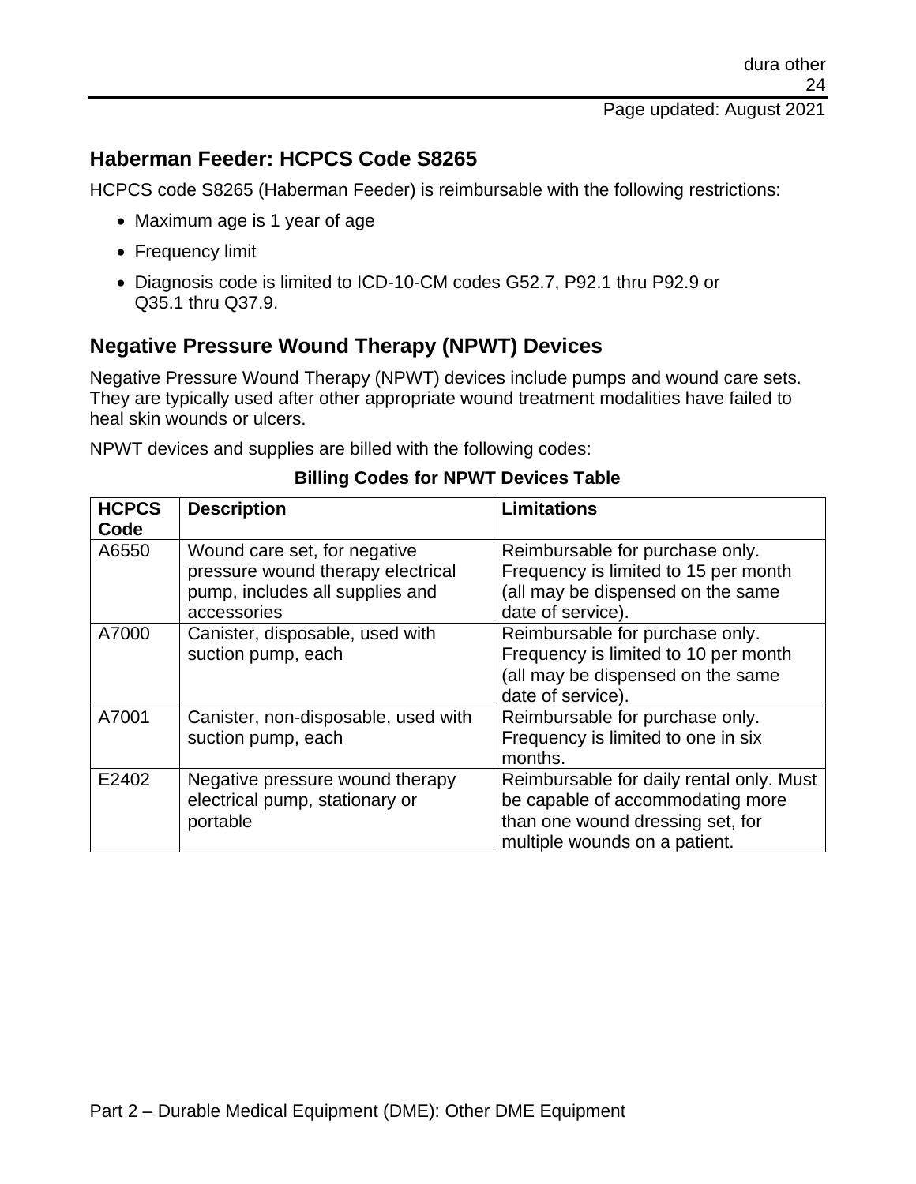## Haberman Feeder: HCPCS Code S8265

HCPCS code S8265 (Haberman Feeder) is reimbursable with the following restrictions:

- Maximum age is 1 year of age
- Frequency limit
- Diagnosis code is limited to ICD-10-CM codes G52.7, P92.1 thru P92.9 or Q35.1 thru Q37.9.

## Negative Pressure Wound Therapy (NPWT) Devices

Negative Pressure Wound Therapy (NPWT) devices include pumps and wound care sets. They are typically used after other appropriate wound treatment modalities have failed to heal skin wounds or ulcers.

NPWT devices and supplies are billed with the following codes:

**Billing Codes for NPWT Devices Table**

| HCPCS Code | Description | Limitations |
|---|---|---|
| A6550 | Wound care set, for negative pressure wound therapy electrical pump, includes all supplies and accessories | Reimbursable for purchase only. Frequency is limited to 15 per month (all may be dispensed on the same date of service). |
| A7000 | Canister, disposable, used with suction pump, each | Reimbursable for purchase only. Frequency is limited to 10 per month (all may be dispensed on the same date of service). |
| A7001 | Canister, non-disposable, used with suction pump, each | Reimbursable for purchase only. Frequency is limited to one in six months. |
| E2402 | Negative pressure wound therapy electrical pump, stationary or portable | Reimbursable for daily rental only. Must be capable of accommodating more than one wound dressing set, for multiple wounds on a patient. |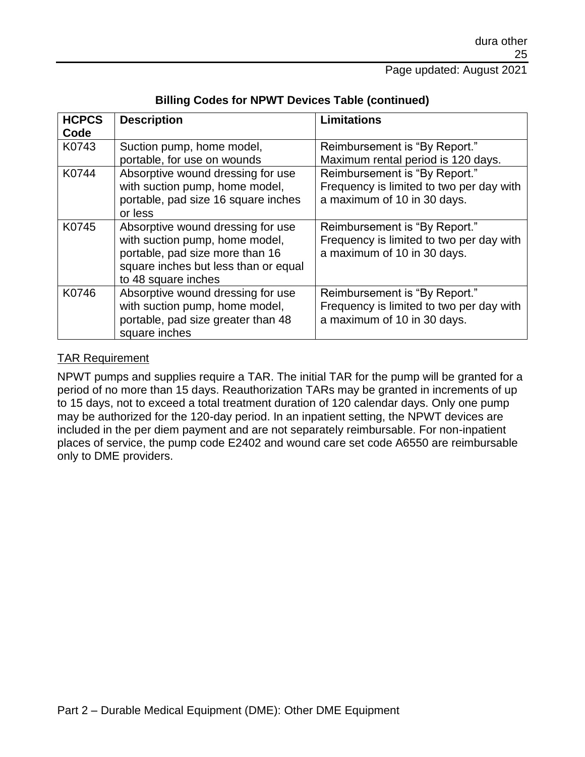**Billing Codes for NPWT Devices Table (continued)**

| HCPCS Code | Description | Limitations |
| --- | --- | --- |
| K0743 | Suction pump, home model, portable, for use on wounds | Reimbursement is "By Report." Maximum rental period is 120 days. |
| K0744 | Absorptive wound dressing for use with suction pump, home model, portable, pad size 16 square inches or less | Reimbursement is "By Report." Frequency is limited to two per day with a maximum of 10 in 30 days. |
| K0745 | Absorptive wound dressing for use with suction pump, home model, portable, pad size more than 16 square inches but less than or equal to 48 square inches | Reimbursement is "By Report." Frequency is limited to two per day with a maximum of 10 in 30 days. |
| K0746 | Absorptive wound dressing for use with suction pump, home model, portable, pad size greater than 48 square inches | Reimbursement is "By Report." Frequency is limited to two per day with a maximum of 10 in 30 days. |

TAR Requirement

NPWT pumps and supplies require a TAR. The initial TAR for the pump will be granted for a period of no more than 15 days. Reauthorization TARs may be granted in increments of up to 15 days, not to exceed a total treatment duration of 120 calendar days. Only one pump may be authorized for the 120-day period. In an inpatient setting, the NPWT devices are included in the per diem payment and are not separately reimbursable. For non-inpatient places of service, the pump code E2402 and wound care set code A6550 are reimbursable only to DME providers.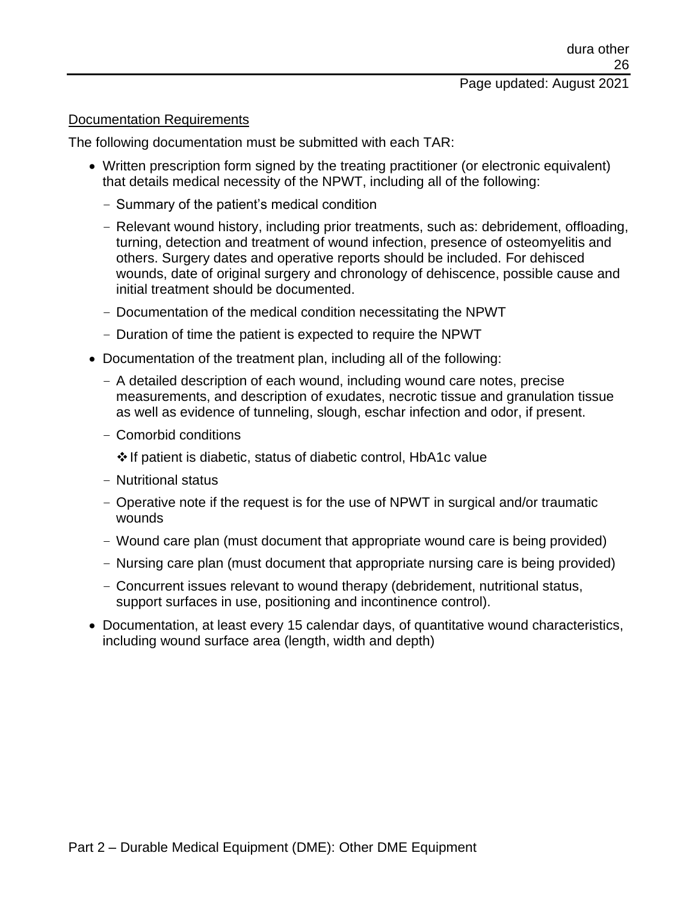Documentation Requirements

The following documentation must be submitted with each TAR:

- Written prescription form signed by the treating practitioner (or electronic equivalent) that details medical necessity of the NPWT, including all of the following:
  - Summary of the patient's medical condition
  - Relevant wound history, including prior treatments, such as: debridement, offloading, turning, detection and treatment of wound infection, presence of osteomyelitis and others. Surgery dates and operative reports should be included. For dehisced wounds, date of original surgery and chronology of dehiscence, possible cause and initial treatment should be documented.
  - Documentation of the medical condition necessitating the NPWT
  - Duration of time the patient is expected to require the NPWT
- Documentation of the treatment plan, including all of the following:
  - A detailed description of each wound, including wound care notes, precise measurements, and description of exudates, necrotic tissue and granulation tissue as well as evidence of tunneling, slough, eschar infection and odor, if present.
  - Comorbid conditions
    - ❖ If patient is diabetic, status of diabetic control, HbA1c value
  - Nutritional status
  - Operative note if the request is for the use of NPWT in surgical and/or traumatic wounds
  - Wound care plan (must document that appropriate wound care is being provided)
  - Nursing care plan (must document that appropriate nursing care is being provided)
  - Concurrent issues relevant to wound therapy (debridement, nutritional status, support surfaces in use, positioning and incontinence control).
- Documentation, at least every 15 calendar days, of quantitative wound characteristics, including wound surface area (length, width and depth)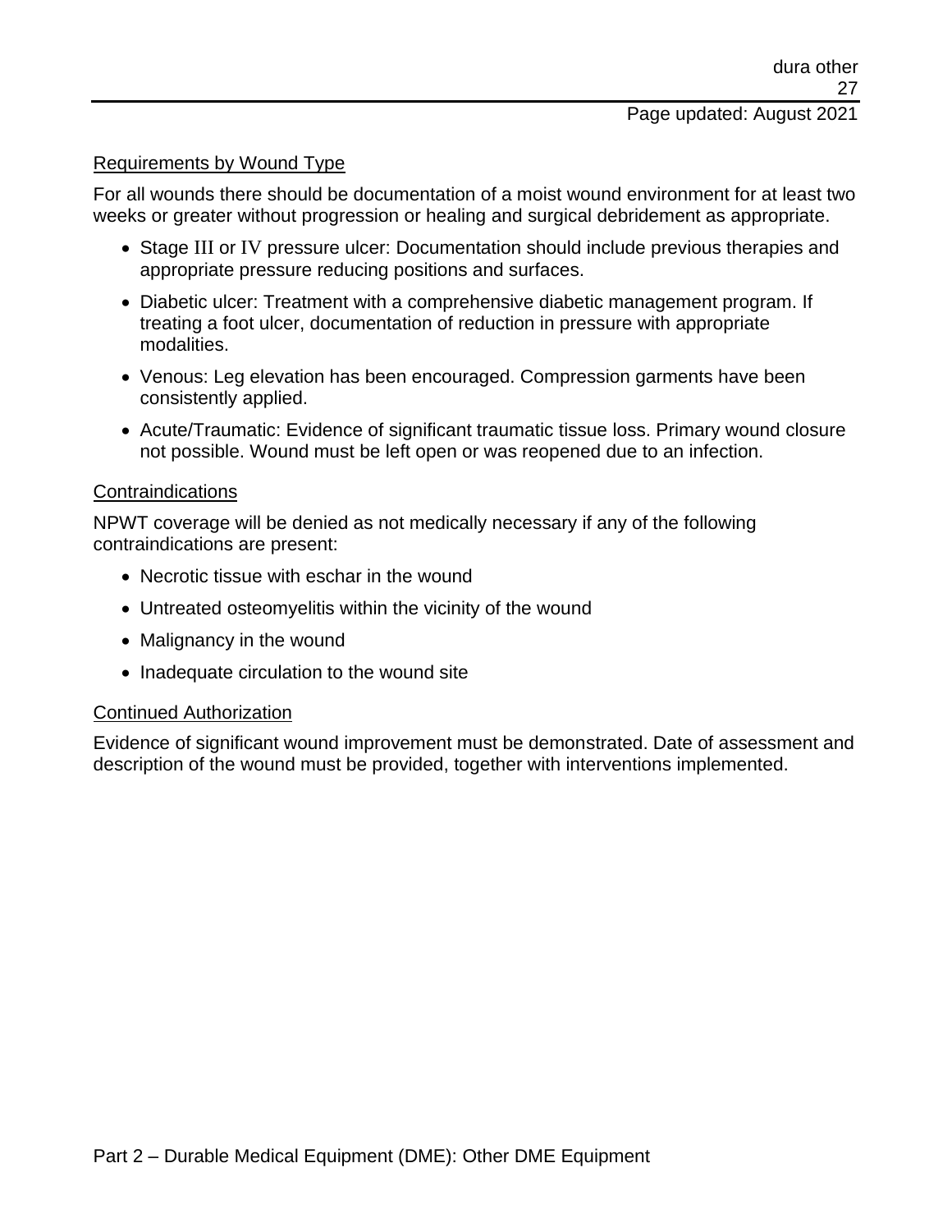Requirements by Wound Type

For all wounds there should be documentation of a moist wound environment for at least two weeks or greater without progression or healing and surgical debridement as appropriate.

- Stage III or IV pressure ulcer: Documentation should include previous therapies and appropriate pressure reducing positions and surfaces.
- Diabetic ulcer: Treatment with a comprehensive diabetic management program. If treating a foot ulcer, documentation of reduction in pressure with appropriate modalities.
- Venous: Leg elevation has been encouraged. Compression garments have been consistently applied.
- Acute/Traumatic: Evidence of significant traumatic tissue loss. Primary wound closure not possible. Wound must be left open or was reopened due to an infection.

Contraindications

NPWT coverage will be denied as not medically necessary if any of the following contraindications are present:

- Necrotic tissue with eschar in the wound
- Untreated osteomyelitis within the vicinity of the wound
- Malignancy in the wound
- Inadequate circulation to the wound site

Continued Authorization

Evidence of significant wound improvement must be demonstrated. Date of assessment and description of the wound must be provided, together with interventions implemented.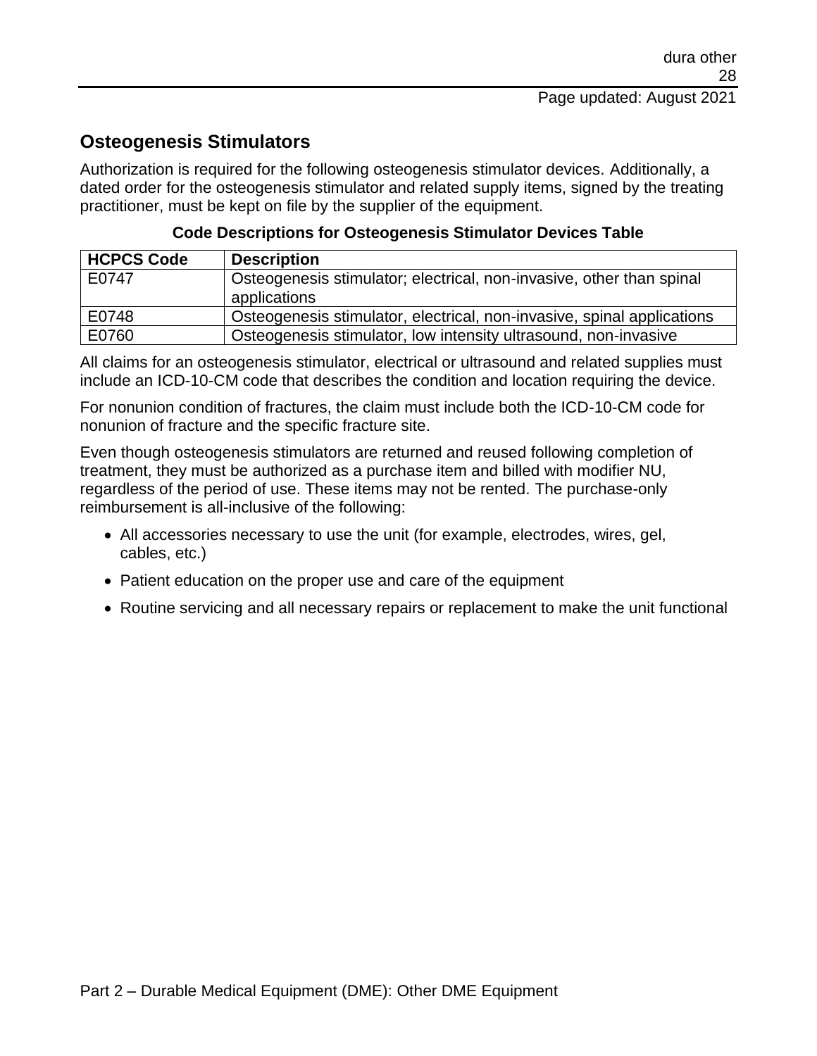## Osteogenesis Stimulators

Authorization is required for the following osteogenesis stimulator devices. Additionally, a dated order for the osteogenesis stimulator and related supply items, signed by the treating practitioner, must be kept on file by the supplier of the equipment.

**Code Descriptions for Osteogenesis Stimulator Devices Table**

| HCPCS Code | Description |
| --- | --- |
| E0747 | Osteogenesis stimulator; electrical, non-invasive, other than spinal applications |
| E0748 | Osteogenesis stimulator, electrical, non-invasive, spinal applications |
| E0760 | Osteogenesis stimulator, low intensity ultrasound, non-invasive |

All claims for an osteogenesis stimulator, electrical or ultrasound and related supplies must include an ICD-10-CM code that describes the condition and location requiring the device.

For nonunion condition of fractures, the claim must include both the ICD-10-CM code for nonunion of fracture and the specific fracture site.

Even though osteogenesis stimulators are returned and reused following completion of treatment, they must be authorized as a purchase item and billed with modifier NU, regardless of the period of use. These items may not be rented. The purchase-only reimbursement is all-inclusive of the following:

- All accessories necessary to use the unit (for example, electrodes, wires, gel, cables, etc.)
- Patient education on the proper use and care of the equipment
- Routine servicing and all necessary repairs or replacement to make the unit functional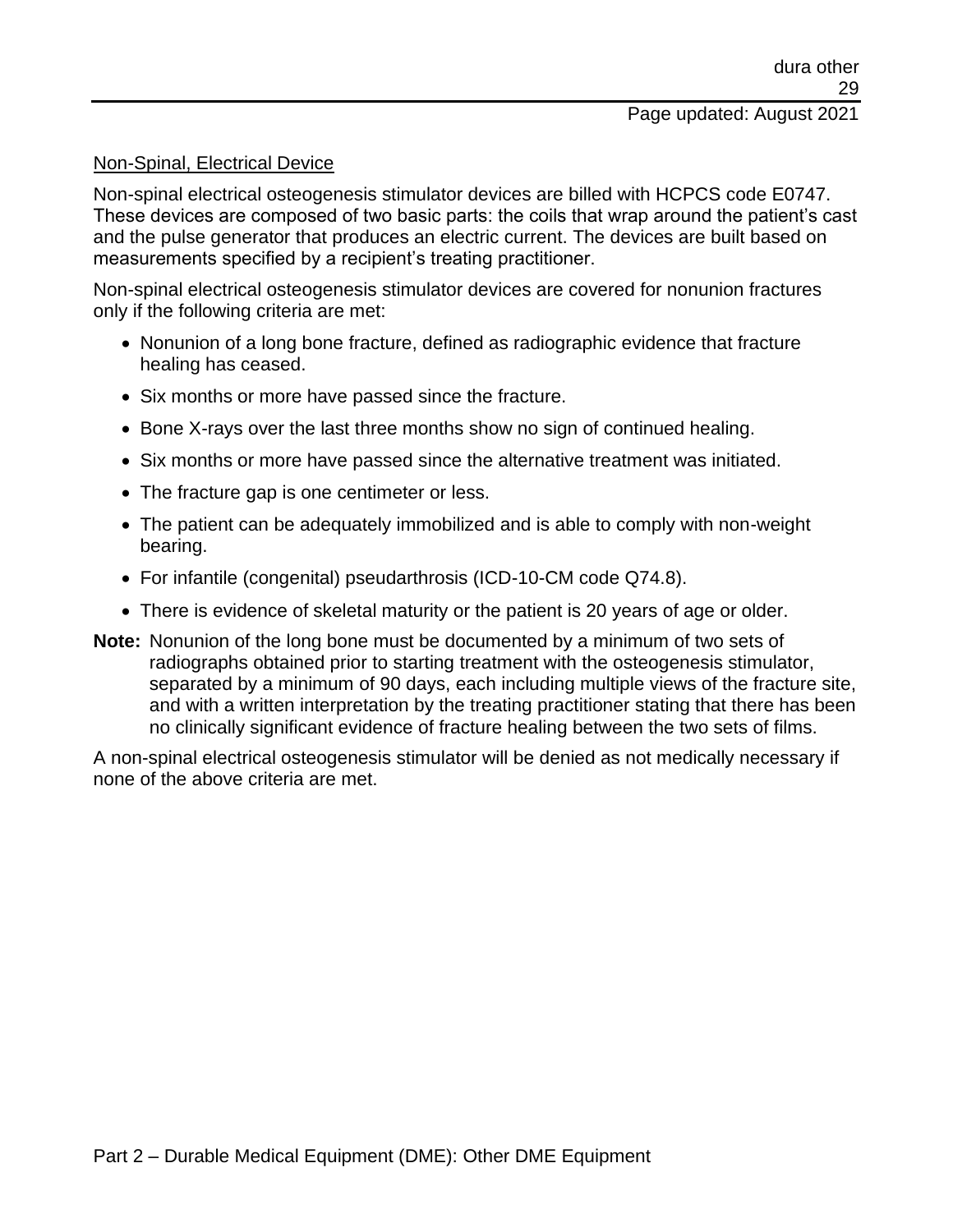## Non-Spinal, Electrical Device

Non-spinal electrical osteogenesis stimulator devices are billed with HCPCS code E0747. These devices are composed of two basic parts: the coils that wrap around the patient's cast and the pulse generator that produces an electric current. The devices are built based on measurements specified by a recipient's treating practitioner.

Non-spinal electrical osteogenesis stimulator devices are covered for nonunion fractures only if the following criteria are met:

- Nonunion of a long bone fracture, defined as radiographic evidence that fracture healing has ceased.
- Six months or more have passed since the fracture.
- Bone X-rays over the last three months show no sign of continued healing.
- Six months or more have passed since the alternative treatment was initiated.
- The fracture gap is one centimeter or less.
- The patient can be adequately immobilized and is able to comply with non-weight bearing.
- For infantile (congenital) pseudarthrosis (ICD-10-CM code Q74.8).
- There is evidence of skeletal maturity or the patient is 20 years of age or older.

**Note:** Nonunion of the long bone must be documented by a minimum of two sets of radiographs obtained prior to starting treatment with the osteogenesis stimulator, separated by a minimum of 90 days, each including multiple views of the fracture site, and with a written interpretation by the treating practitioner stating that there has been no clinically significant evidence of fracture healing between the two sets of films.

A non-spinal electrical osteogenesis stimulator will be denied as not medically necessary if none of the above criteria are met.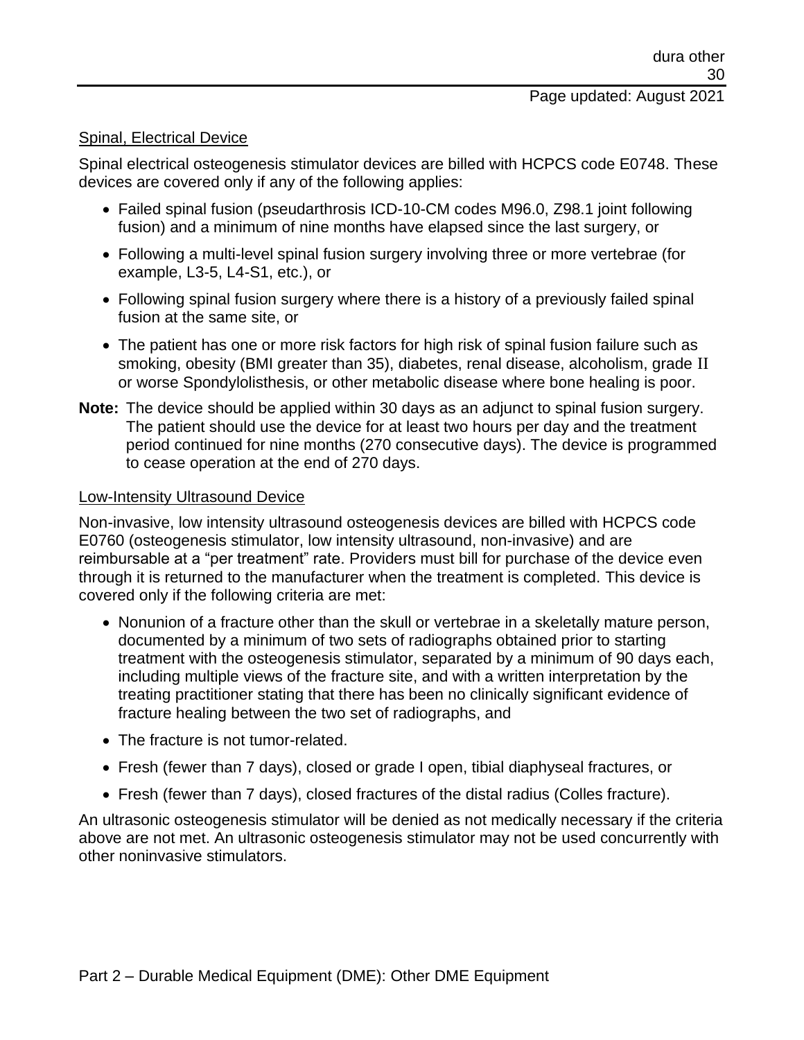## Spinal, Electrical Device

Spinal electrical osteogenesis stimulator devices are billed with HCPCS code E0748. These devices are covered only if any of the following applies:

- Failed spinal fusion (pseudarthrosis ICD-10-CM codes M96.0, Z98.1 joint following fusion) and a minimum of nine months have elapsed since the last surgery, or
- Following a multi-level spinal fusion surgery involving three or more vertebrae (for example, L3-5, L4-S1, etc.), or
- Following spinal fusion surgery where there is a history of a previously failed spinal fusion at the same site, or
- The patient has one or more risk factors for high risk of spinal fusion failure such as smoking, obesity (BMI greater than 35), diabetes, renal disease, alcoholism, grade II or worse Spondylolisthesis, or other metabolic disease where bone healing is poor.

**Note:** The device should be applied within 30 days as an adjunct to spinal fusion surgery. The patient should use the device for at least two hours per day and the treatment period continued for nine months (270 consecutive days). The device is programmed to cease operation at the end of 270 days.

## Low-Intensity Ultrasound Device

Non-invasive, low intensity ultrasound osteogenesis devices are billed with HCPCS code E0760 (osteogenesis stimulator, low intensity ultrasound, non-invasive) and are reimbursable at a "per treatment" rate. Providers must bill for purchase of the device even through it is returned to the manufacturer when the treatment is completed. This device is covered only if the following criteria are met:

- Nonunion of a fracture other than the skull or vertebrae in a skeletally mature person, documented by a minimum of two sets of radiographs obtained prior to starting treatment with the osteogenesis stimulator, separated by a minimum of 90 days each, including multiple views of the fracture site, and with a written interpretation by the treating practitioner stating that there has been no clinically significant evidence of fracture healing between the two set of radiographs, and
- The fracture is not tumor-related.
- Fresh (fewer than 7 days), closed or grade I open, tibial diaphyseal fractures, or
- Fresh (fewer than 7 days), closed fractures of the distal radius (Colles fracture).

An ultrasonic osteogenesis stimulator will be denied as not medically necessary if the criteria above are not met. An ultrasonic osteogenesis stimulator may not be used concurrently with other noninvasive stimulators.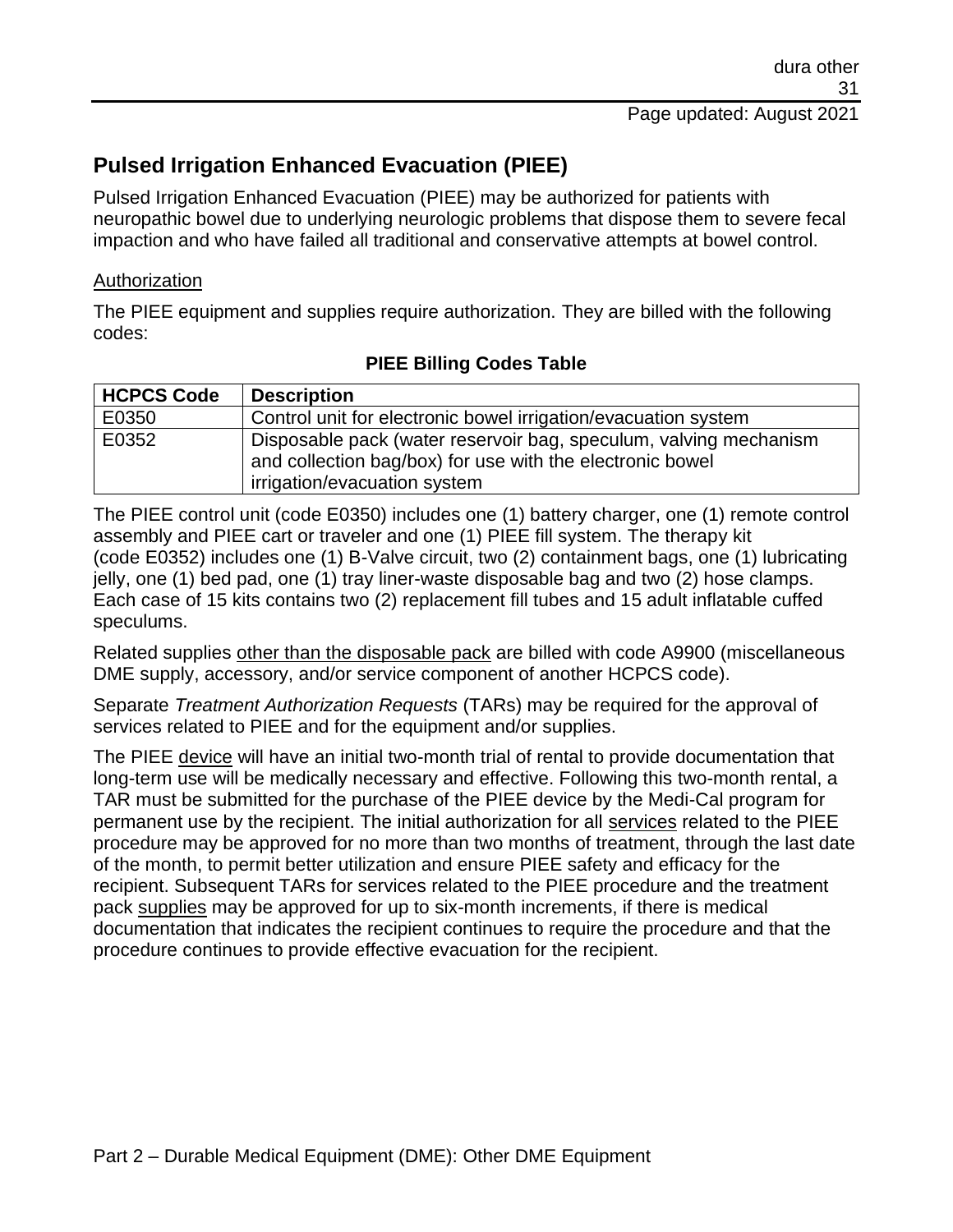## Pulsed Irrigation Enhanced Evacuation (PIEE)

Pulsed Irrigation Enhanced Evacuation (PIEE) may be authorized for patients with neuropathic bowel due to underlying neurologic problems that dispose them to severe fecal impaction and who have failed all traditional and conservative attempts at bowel control.

Authorization

The PIEE equipment and supplies require authorization. They are billed with the following codes:

**PIEE Billing Codes Table**

| HCPCS Code | Description |
|---|---|
| E0350 | Control unit for electronic bowel irrigation/evacuation system |
| E0352 | Disposable pack (water reservoir bag, speculum, valving mechanism and collection bag/box) for use with the electronic bowel irrigation/evacuation system |

The PIEE control unit (code E0350) includes one (1) battery charger, one (1) remote control assembly and PIEE cart or traveler and one (1) PIEE fill system. The therapy kit (code E0352) includes one (1) B-Valve circuit, two (2) containment bags, one (1) lubricating jelly, one (1) bed pad, one (1) tray liner-waste disposable bag and two (2) hose clamps. Each case of 15 kits contains two (2) replacement fill tubes and 15 adult inflatable cuffed speculums.

Related supplies other than the disposable pack are billed with code A9900 (miscellaneous DME supply, accessory, and/or service component of another HCPCS code).

Separate *Treatment Authorization Requests* (TARs) may be required for the approval of services related to PIEE and for the equipment and/or supplies.

The PIEE device will have an initial two-month trial of rental to provide documentation that long-term use will be medically necessary and effective. Following this two-month rental, a TAR must be submitted for the purchase of the PIEE device by the Medi-Cal program for permanent use by the recipient. The initial authorization for all services related to the PIEE procedure may be approved for no more than two months of treatment, through the last date of the month, to permit better utilization and ensure PIEE safety and efficacy for the recipient. Subsequent TARs for services related to the PIEE procedure and the treatment pack supplies may be approved for up to six-month increments, if there is medical documentation that indicates the recipient continues to require the procedure and that the procedure continues to provide effective evacuation for the recipient.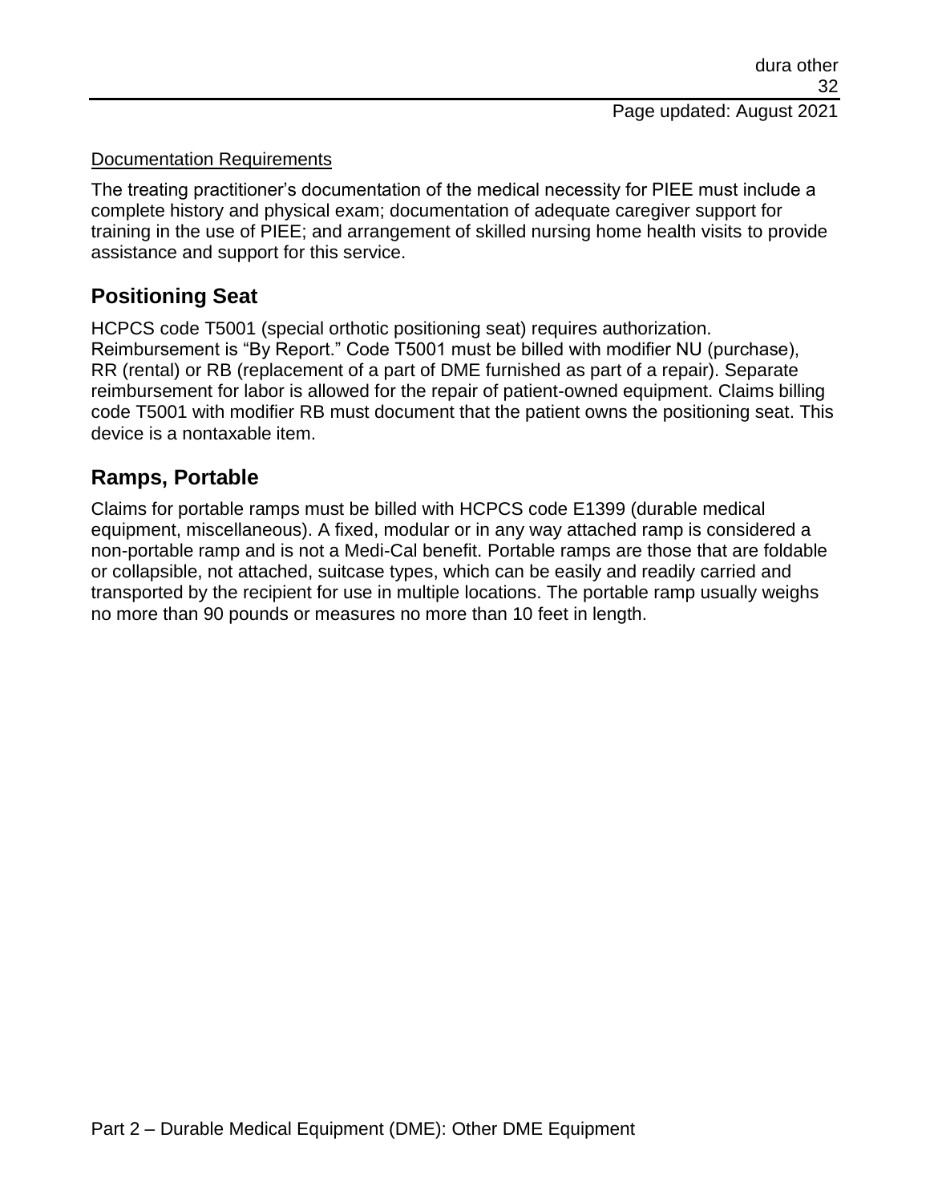Documentation Requirements

The treating practitioner's documentation of the medical necessity for PIEE must include a complete history and physical exam; documentation of adequate caregiver support for training in the use of PIEE; and arrangement of skilled nursing home health visits to provide assistance and support for this service.

## Positioning Seat

HCPCS code T5001 (special orthotic positioning seat) requires authorization. Reimbursement is "By Report." Code T5001 must be billed with modifier NU (purchase), RR (rental) or RB (replacement of a part of DME furnished as part of a repair). Separate reimbursement for labor is allowed for the repair of patient-owned equipment. Claims billing code T5001 with modifier RB must document that the patient owns the positioning seat. This device is a nontaxable item.

## Ramps, Portable

Claims for portable ramps must be billed with HCPCS code E1399 (durable medical equipment, miscellaneous). A fixed, modular or in any way attached ramp is considered a non-portable ramp and is not a Medi-Cal benefit. Portable ramps are those that are foldable or collapsible, not attached, suitcase types, which can be easily and readily carried and transported by the recipient for use in multiple locations. The portable ramp usually weighs no more than 90 pounds or measures no more than 10 feet in length.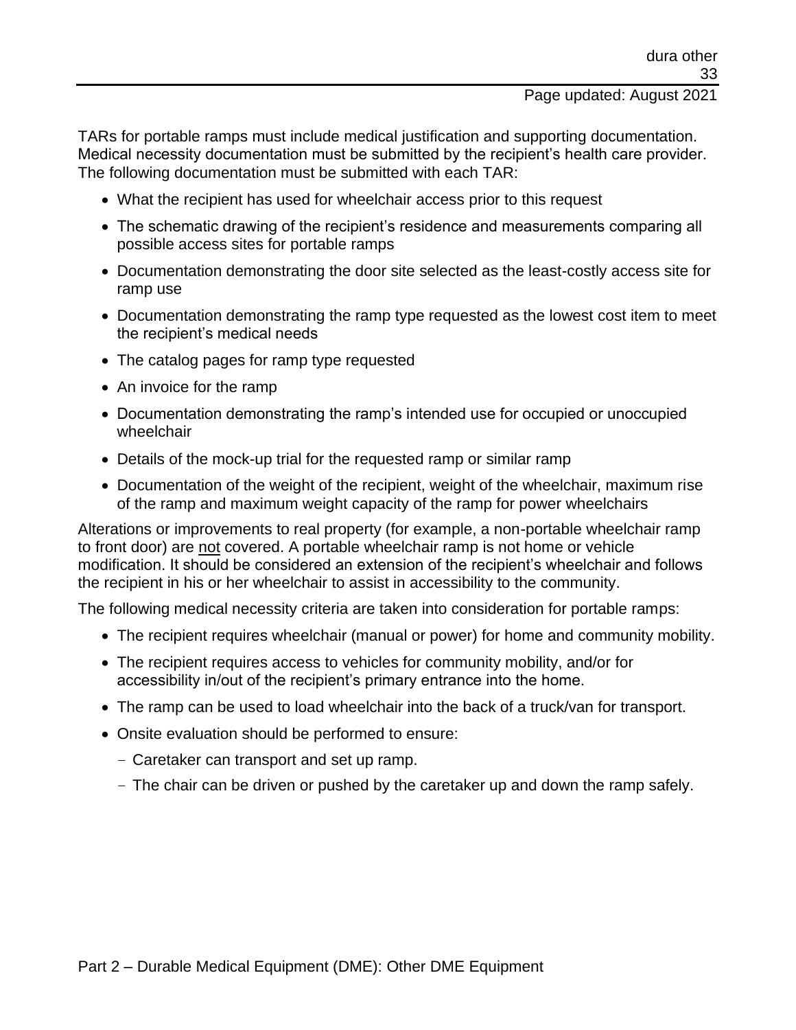TARs for portable ramps must include medical justification and supporting documentation. Medical necessity documentation must be submitted by the recipient's health care provider. The following documentation must be submitted with each TAR:

- What the recipient has used for wheelchair access prior to this request
- The schematic drawing of the recipient's residence and measurements comparing all possible access sites for portable ramps
- Documentation demonstrating the door site selected as the least-costly access site for ramp use
- Documentation demonstrating the ramp type requested as the lowest cost item to meet the recipient's medical needs
- The catalog pages for ramp type requested
- An invoice for the ramp
- Documentation demonstrating the ramp's intended use for occupied or unoccupied wheelchair
- Details of the mock-up trial for the requested ramp or similar ramp
- Documentation of the weight of the recipient, weight of the wheelchair, maximum rise of the ramp and maximum weight capacity of the ramp for power wheelchairs

Alterations or improvements to real property (for example, a non-portable wheelchair ramp to front door) are <u>not</u> covered. A portable wheelchair ramp is not home or vehicle modification. It should be considered an extension of the recipient's wheelchair and follows the recipient in his or her wheelchair to assist in accessibility to the community.

The following medical necessity criteria are taken into consideration for portable ramps:

- The recipient requires wheelchair (manual or power) for home and community mobility.
- The recipient requires access to vehicles for community mobility, and/or for accessibility in/out of the recipient's primary entrance into the home.
- The ramp can be used to load wheelchair into the back of a truck/van for transport.
- Onsite evaluation should be performed to ensure:
  - Caretaker can transport and set up ramp.
  - The chair can be driven or pushed by the caretaker up and down the ramp safely.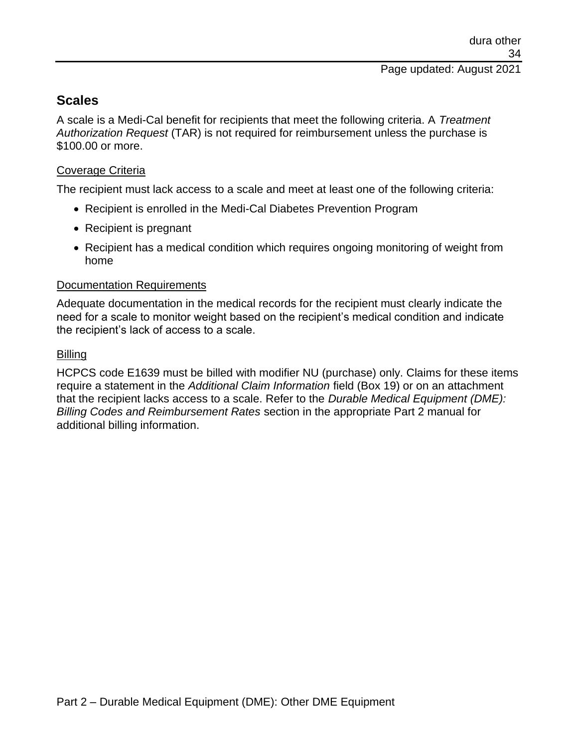## Scales

A scale is a Medi-Cal benefit for recipients that meet the following criteria. A *Treatment Authorization Request* (TAR) is not required for reimbursement unless the purchase is $100.00 or more.

### Coverage Criteria

The recipient must lack access to a scale and meet at least one of the following criteria:

- Recipient is enrolled in the Medi-Cal Diabetes Prevention Program
- Recipient is pregnant
- Recipient has a medical condition which requires ongoing monitoring of weight from home

### Documentation Requirements

Adequate documentation in the medical records for the recipient must clearly indicate the need for a scale to monitor weight based on the recipient's medical condition and indicate the recipient's lack of access to a scale.

### Billing

HCPCS code E1639 must be billed with modifier NU (purchase) only. Claims for these items require a statement in the *Additional Claim Information* field (Box 19) or on an attachment that the recipient lacks access to a scale. Refer to the *Durable Medical Equipment (DME): Billing Codes and Reimbursement Rates* section in the appropriate Part 2 manual for additional billing information.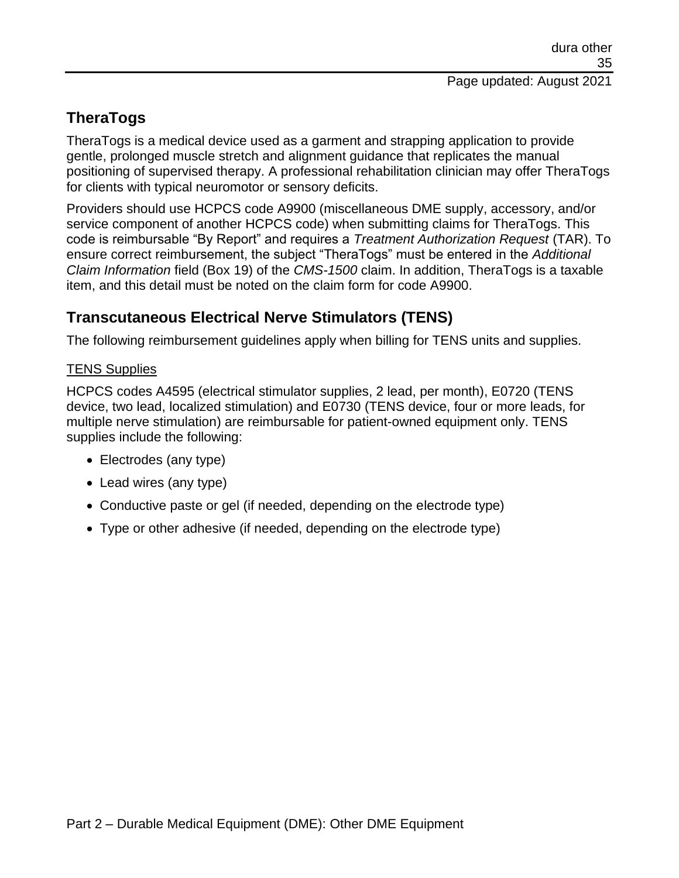## TheraTogs

TheraTogs is a medical device used as a garment and strapping application to provide gentle, prolonged muscle stretch and alignment guidance that replicates the manual positioning of supervised therapy. A professional rehabilitation clinician may offer TheraTogs for clients with typical neuromotor or sensory deficits.

Providers should use HCPCS code A9900 (miscellaneous DME supply, accessory, and/or service component of another HCPCS code) when submitting claims for TheraTogs. This code is reimbursable "By Report" and requires a *Treatment Authorization Request* (TAR). To ensure correct reimbursement, the subject "TheraTogs" must be entered in the *Additional Claim Information* field (Box 19) of the *CMS-1500* claim. In addition, TheraTogs is a taxable item, and this detail must be noted on the claim form for code A9900.

## Transcutaneous Electrical Nerve Stimulators (TENS)

The following reimbursement guidelines apply when billing for TENS units and supplies.

<u>TENS Supplies</u>

HCPCS codes A4595 (electrical stimulator supplies, 2 lead, per month), E0720 (TENS device, two lead, localized stimulation) and E0730 (TENS device, four or more leads, for multiple nerve stimulation) are reimbursable for patient-owned equipment only. TENS supplies include the following:

- Electrodes (any type)
- Lead wires (any type)
- Conductive paste or gel (if needed, depending on the electrode type)
- Type or other adhesive (if needed, depending on the electrode type)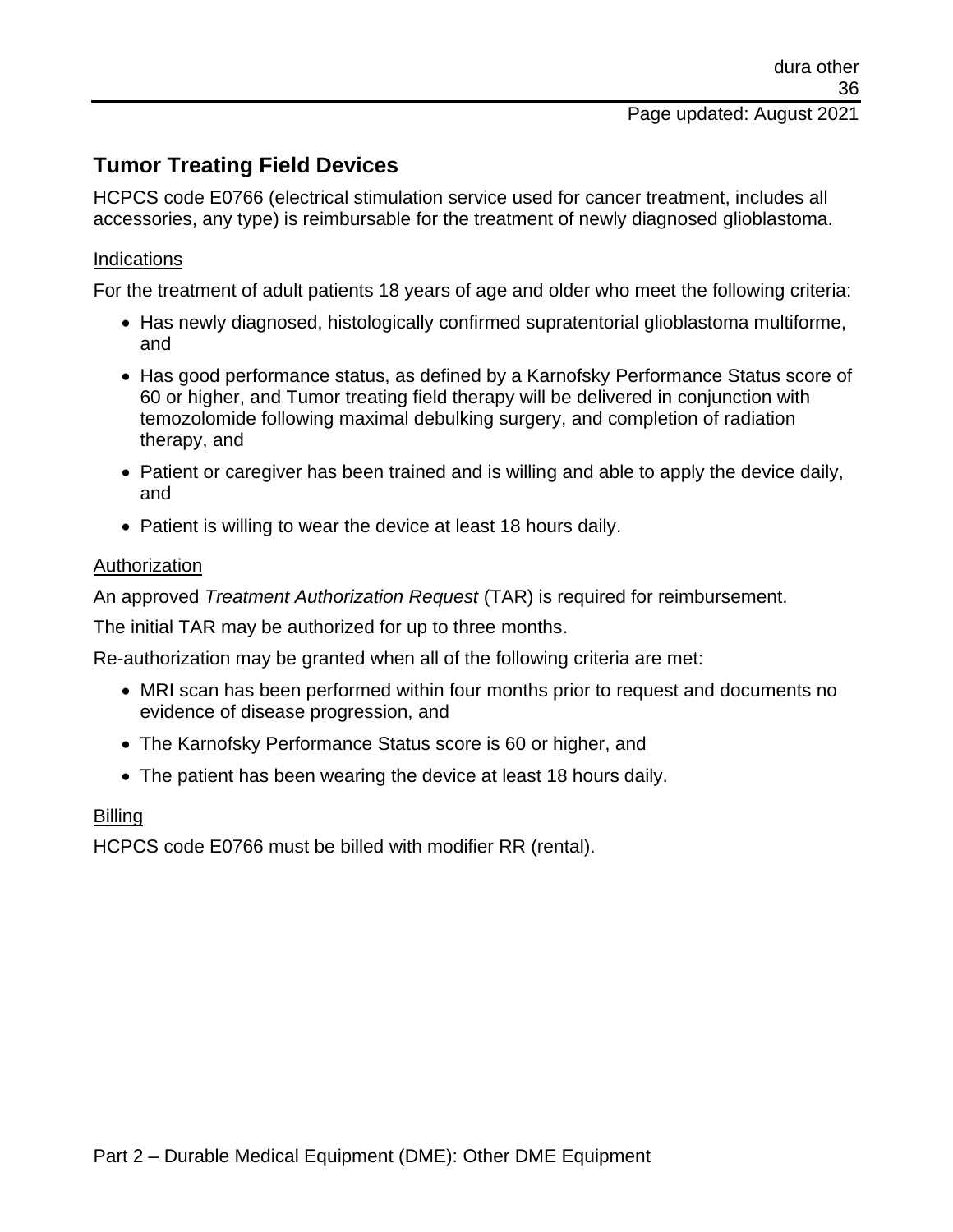## Tumor Treating Field Devices

HCPCS code E0766 (electrical stimulation service used for cancer treatment, includes all accessories, any type) is reimbursable for the treatment of newly diagnosed glioblastoma.

Indications

For the treatment of adult patients 18 years of age and older who meet the following criteria:

- Has newly diagnosed, histologically confirmed supratentorial glioblastoma multiforme, and
- Has good performance status, as defined by a Karnofsky Performance Status score of 60 or higher, and Tumor treating field therapy will be delivered in conjunction with temozolomide following maximal debulking surgery, and completion of radiation therapy, and
- Patient or caregiver has been trained and is willing and able to apply the device daily, and
- Patient is willing to wear the device at least 18 hours daily.

Authorization

An approved *Treatment Authorization Request* (TAR) is required for reimbursement.

The initial TAR may be authorized for up to three months.

Re-authorization may be granted when all of the following criteria are met:

- MRI scan has been performed within four months prior to request and documents no evidence of disease progression, and
- The Karnofsky Performance Status score is 60 or higher, and
- The patient has been wearing the device at least 18 hours daily.

Billing

HCPCS code E0766 must be billed with modifier RR (rental).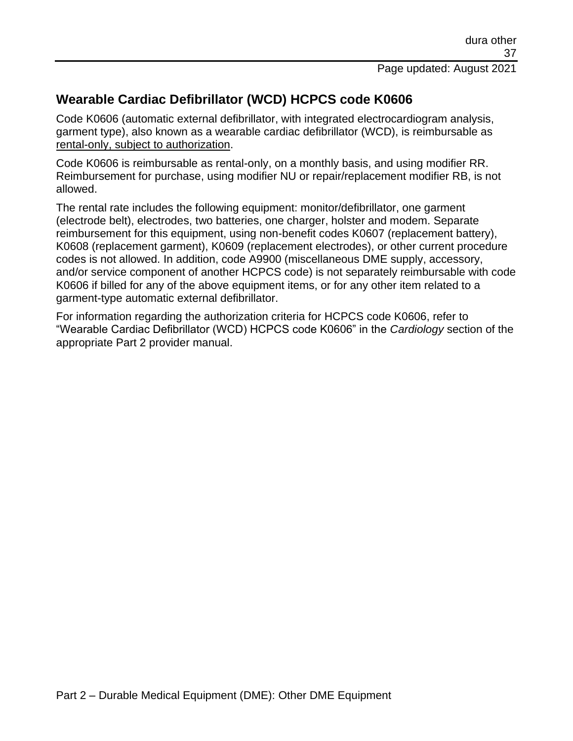## Wearable Cardiac Defibrillator (WCD) HCPCS code K0606

Code K0606 (automatic external defibrillator, with integrated electrocardiogram analysis, garment type), also known as a wearable cardiac defibrillator (WCD), is reimbursable as rental-only, subject to authorization.

Code K0606 is reimbursable as rental-only, on a monthly basis, and using modifier RR. Reimbursement for purchase, using modifier NU or repair/replacement modifier RB, is not allowed.

The rental rate includes the following equipment: monitor/defibrillator, one garment (electrode belt), electrodes, two batteries, one charger, holster and modem. Separate reimbursement for this equipment, using non-benefit codes K0607 (replacement battery), K0608 (replacement garment), K0609 (replacement electrodes), or other current procedure codes is not allowed. In addition, code A9900 (miscellaneous DME supply, accessory, and/or service component of another HCPCS code) is not separately reimbursable with code K0606 if billed for any of the above equipment items, or for any other item related to a garment-type automatic external defibrillator.

For information regarding the authorization criteria for HCPCS code K0606, refer to "Wearable Cardiac Defibrillator (WCD) HCPCS code K0606" in the *Cardiology* section of the appropriate Part 2 provider manual.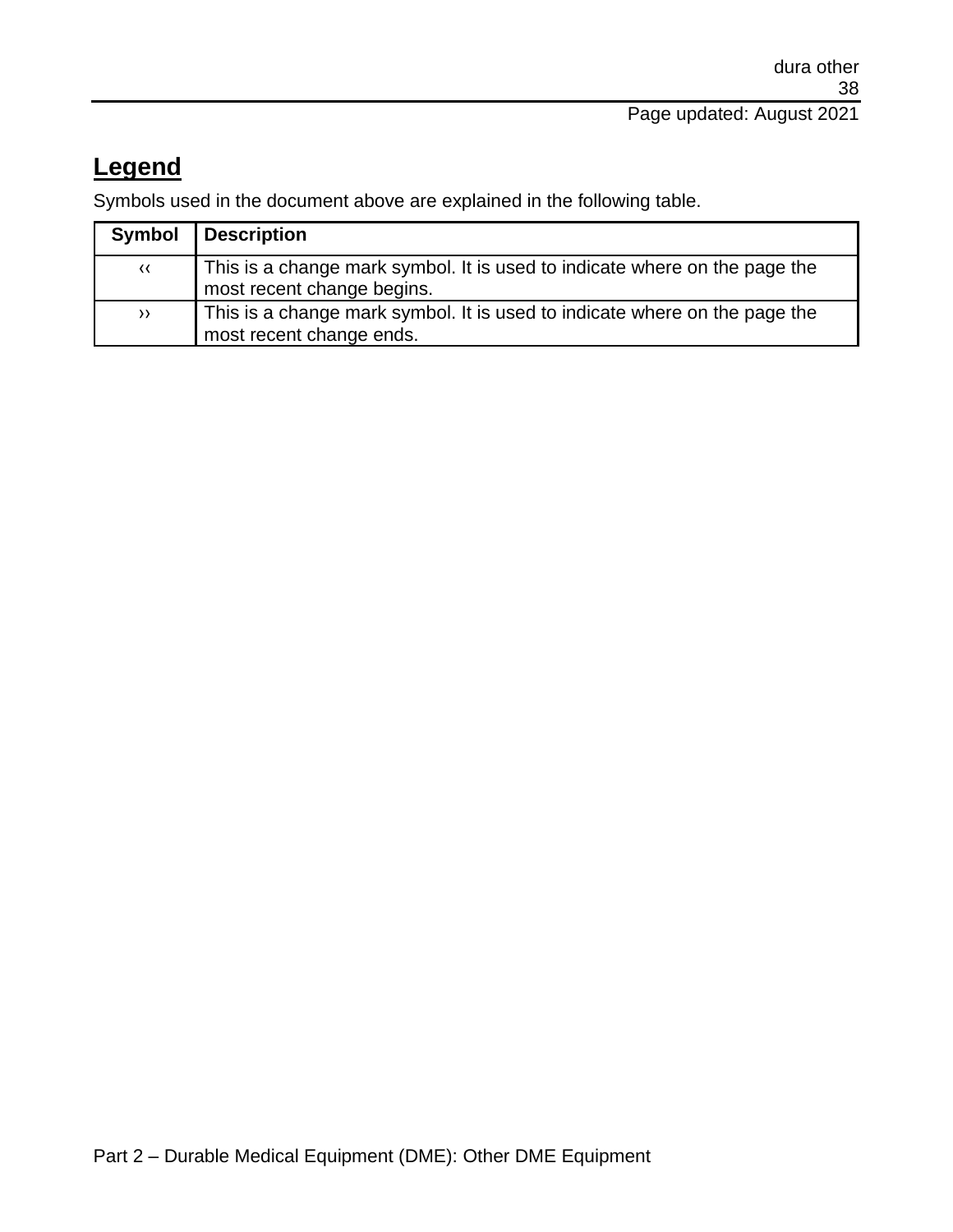## Legend

Symbols used in the document above are explained in the following table.

| Symbol | Description |
|---|---|
| ‹‹ | This is a change mark symbol. It is used to indicate where on the page the most recent change begins. |
| ›› | This is a change mark symbol. It is used to indicate where on the page the most recent change ends. |